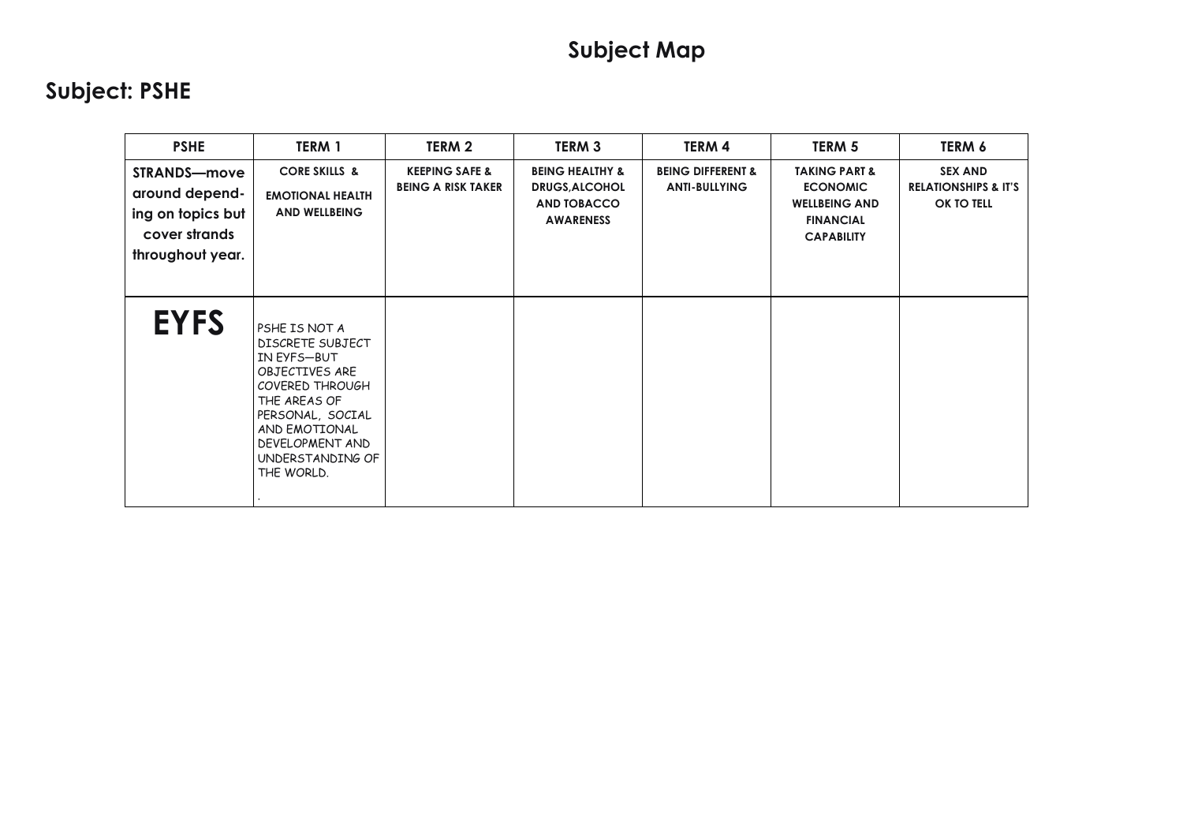# Subject Map

## Subject: PSHE

| PSHE | TERM 1 | TERM 2 | TERM 3 | TERM 4 | TERM 5 | TERM 6 |
|---|---|---|---|---|---|---|
| **STRANDS—move around depend-ing on topics but cover strands throughout year.** | **CORE SKILLS & EMOTIONAL HEALTH AND WELLBEING** | **KEEPING SAFE & BEING A RISK TAKER** | **BEING HEALTHY & DRUGS,ALCOHOL AND TOBACCO AWARENESS** | **BEING DIFFERENT & ANTI-BULLYING** | **TAKING PART & ECONOMIC WELLBEING AND FINANCIAL CAPABILITY** | **SEX AND RELATIONSHIPS & IT'S OK TO TELL** |
| **EYFS** | PSHE IS NOT A DISCRETE SUBJECT IN EYFS—BUT OBJECTIVES ARE COVERED THROUGH THE AREAS OF PERSONAL, SOCIAL AND EMOTIONAL DEVELOPMENT AND UNDERSTANDING OF THE WORLD. . | | | | | |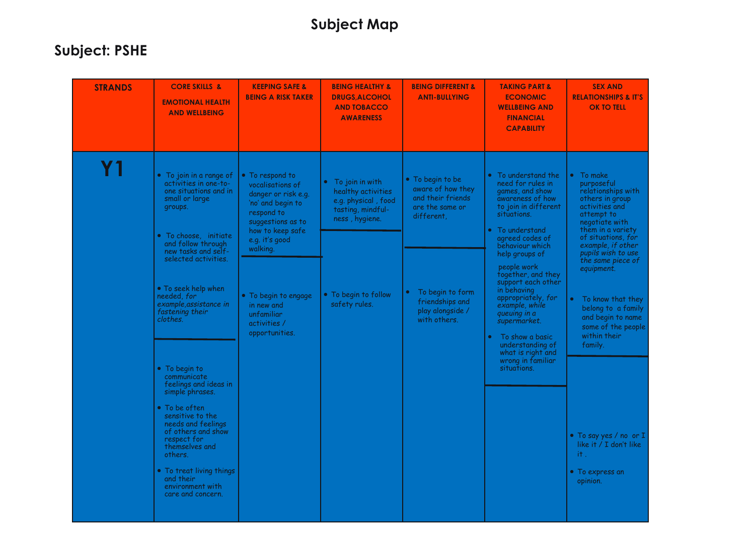# Subject Map

## Subject: PSHE

| STRANDS | CORE SKILLS & EMOTIONAL HEALTH AND WELLBEING | KEEPING SAFE & BEING A RISK TAKER | BEING HEALTHY & DRUGS,ALCOHOL AND TOBACCO AWARENESS | BEING DIFFERENT & ANTI-BULLYING | TAKING PART & ECONOMIC WELLBEING AND FINANCIAL CAPABILITY | SEX AND RELATIONSHIPS & IT'S OK TO TELL |
|---|---|---|---|---|---|---|
| **Y1** | • To join in a range of activities in one-to-one situations and in small or large groups.<br><br>• To choose, initiate and follow through new tasks and self-selected activities.<br><br>• To seek help when needed, *for example,assistance in fastening their clothes.* | • To respond to vocalisations of danger or risk e.g. 'no' and begin to respond to suggestions as to how to keep safe e.g. it's good walking. | • To join in with healthy activities e.g. physical , food tasting, mindful-ness , hygiene. | • To begin to be aware of how they and their friends are the same or different. | • To understand the need for rules in games, and show awareness of how to join in different situations.<br><br>• To understand agreed codes of behaviour which help groups of people work together, and they support each other in behaving appropriately, *for example, while queuing in a supermarket.*<br><br>• To show a basic understanding of what is right and wrong in familiar situations. | • To make purposeful relationships with others in group activities and attempt to negotiate with them in a variety of situations, *for example, if other pupils wish to use the same piece of equipment.*<br><br>• To know that they belong to a family and begin to name some of the people within their family. |
| | • To begin to communicate feelings and ideas in simple phrases.<br><br>• To be often sensitive to the needs and feelings of others and show respect for themselves and others.<br><br>• To treat living things and their environment with care and concern. | • To begin to engage in new and unfamiliar activities / opportunities. | • To begin to follow safety rules. | • To begin to form friendships and play alongside / with others. | | • To say yes / no or I like it / I don't like it .<br><br>• To express an opinion. |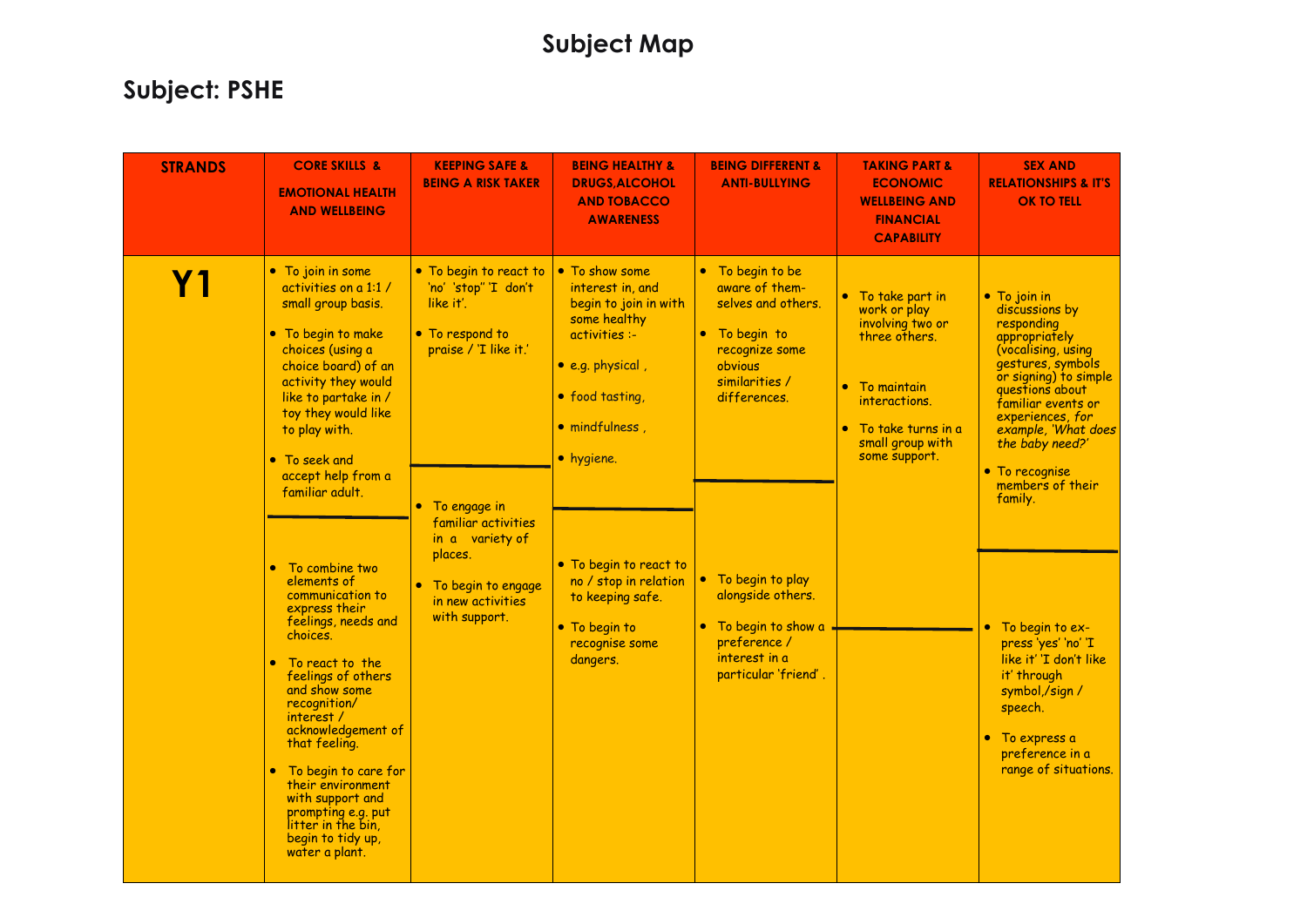# Subject Map

## Subject: PSHE

| STRANDS | CORE SKILLS & EMOTIONAL HEALTH AND WELLBEING | KEEPING SAFE & BEING A RISK TAKER | BEING HEALTHY & DRUGS,ALCOHOL AND TOBACCO AWARENESS | BEING DIFFERENT & ANTI-BULLYING | TAKING PART & ECONOMIC WELLBEING AND FINANCIAL CAPABILITY | SEX AND RELATIONSHIPS & IT'S OK TO TELL |
|---|---|---|---|---|---|---|
| **Y1** | • To join in some activities on a 1:1 / small group basis.<br>• To begin to make choices (using a choice board) of an activity they would like to partake in / toy they would like to play with.<br>• To seek and accept help from a familiar adult. | • To begin to react to 'no' 'stop'' 'I don't like it'.<br>• To respond to praise / 'I like it.' | • To show some interest in, and begin to join in with some healthy activities :-<br>• e.g. physical ,<br>• food tasting,<br>• mindfulness ,<br>• hygiene. | • To begin to be aware of them-selves and others.<br>• To begin to recognize some obvious similarities / differences. | • To take part in work or play involving two or three others.<br>• To maintain interactions.<br>• To take turns in a small group with some support. | • To join in discussions by responding appropriately (vocalising, using gestures, symbols or signing) to simple questions about familiar events or experiences, *for example, 'What does the baby need?'*<br>• To recognise members of their family. |
| | • To combine two elements of communication to express their feelings, needs and choices.<br>• To react to the feelings of others and show some recognition/ interest / acknowledgement of that feeling.<br>• To begin to care for their environment with support and prompting e.g. put litter in the bin, begin to tidy up, water a plant. | • To engage in familiar activities in a variety of places.<br>• To begin to engage in new activities with support. | • To begin to react to no / stop in relation to keeping safe.<br>• To begin to recognise some dangers. | • To begin to play alongside others.<br>• To begin to show a preference / interest in a particular 'friend' . | | • To begin to ex-press 'yes' 'no' 'I like it' 'I don't like it' through symbol,/sign / speech.<br>• To express a preference in a range of situations. |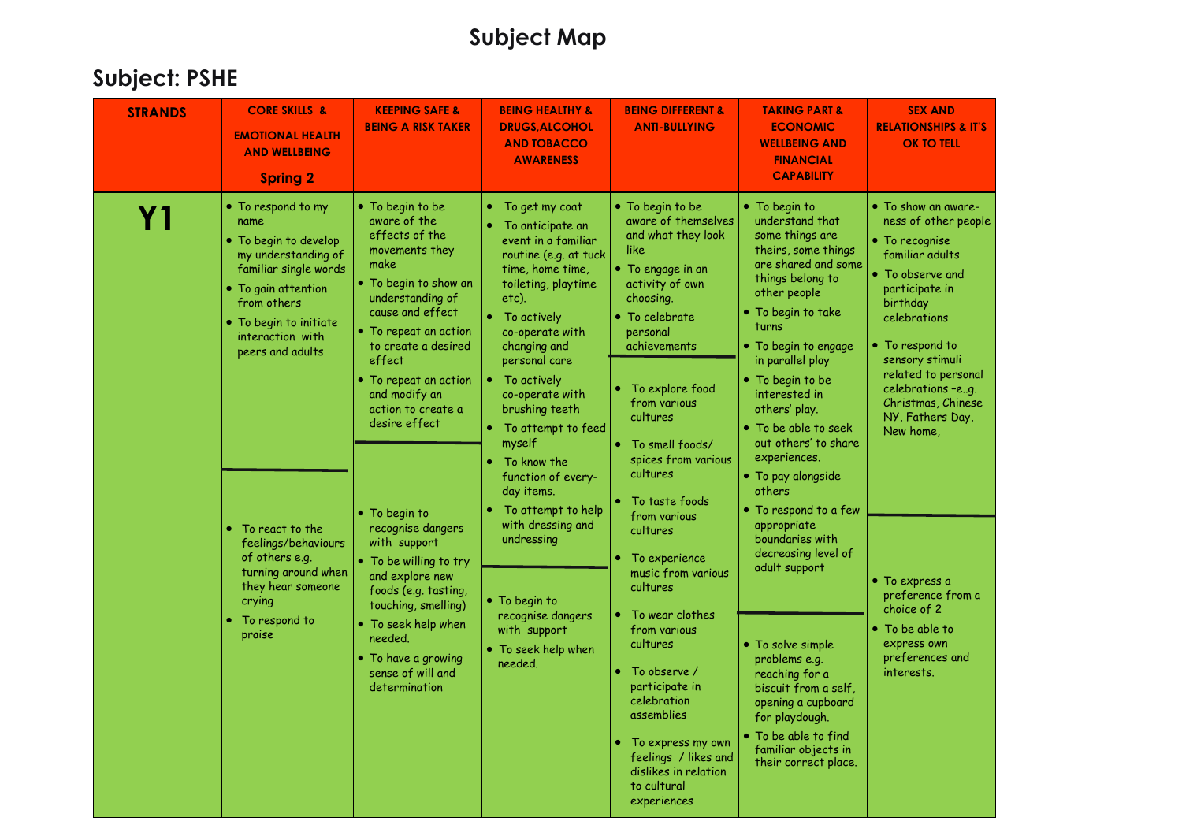# Subject Map

## Subject: PSHE

| STRANDS | CORE SKILLS & EMOTIONAL HEALTH AND WELLBEING Spring 2 | KEEPING SAFE & BEING A RISK TAKER | BEING HEALTHY & DRUGS,ALCOHOL AND TOBACCO AWARENESS | BEING DIFFERENT & ANTI-BULLYING | TAKING PART & ECONOMIC WELLBEING AND FINANCIAL CAPABILITY | SEX AND RELATIONSHIPS & IT'S OK TO TELL |
|---|---|---|---|---|---|---|
| **Y1** | • To respond to my name<br>• To begin to develop my understanding of familiar single words<br>• To gain attention from others<br>• To begin to initiate interaction with peers and adults | • To begin to be aware of the effects of the movements they make<br>• To begin to show an understanding of cause and effect<br>• To repeat an action to create a desired effect<br>• To repeat an action and modify an action to create a desire effect | • To get my coat<br>• To anticipate an event in a familiar routine (e.g. at tuck time, home time, toileting, playtime etc).<br>• To actively co-operate with changing and personal care<br>• To actively co-operate with brushing teeth<br>• To attempt to feed myself<br>• To know the function of every-day items.<br>• To attempt to help with dressing and undressing | • To begin to be aware of themselves and what they look like<br>• To engage in an activity of own choosing.<br>• To celebrate personal achievements | • To begin to understand that some things are theirs, some things are shared and some things belong to other people<br>• To begin to take turns<br>• To begin to engage in parallel play<br>• To begin to be interested in others' play.<br>• To be able to seek out others' to share experiences.<br>• To pay alongside others<br>• To respond to a few appropriate boundaries with decreasing level of adult support | • To show an aware-ness of other people<br>• To recognise familiar adults<br>• To observe and participate in birthday celebrations<br>• To respond to sensory stimuli related to personal celebrations –e..g. Christmas, Chinese NY, Fathers Day, New home, |
| | • To react to the feelings/behaviours of others e.g. turning around when they hear someone crying<br>• To respond to praise | • To begin to recognise dangers with support<br>• To be willing to try and explore new foods (e.g. tasting, touching, smelling)<br>• To seek help when needed.<br>• To have a growing sense of will and determination | • To begin to recognise dangers with support<br>• To seek help when needed. | • To explore food from various cultures<br>• To smell foods/ spices from various cultures<br>• To taste foods from various cultures<br>• To experience music from various cultures<br>• To wear clothes from various cultures<br>• To observe / participate in celebration assemblies<br>• To express my own feelings / likes and dislikes in relation to cultural experiences | • To solve simple problems e.g. reaching for a biscuit from a self, opening a cupboard for playdough.<br>• To be able to find familiar objects in their correct place. | • To express a preference from a choice of 2<br>• To be able to express own preferences and interests. |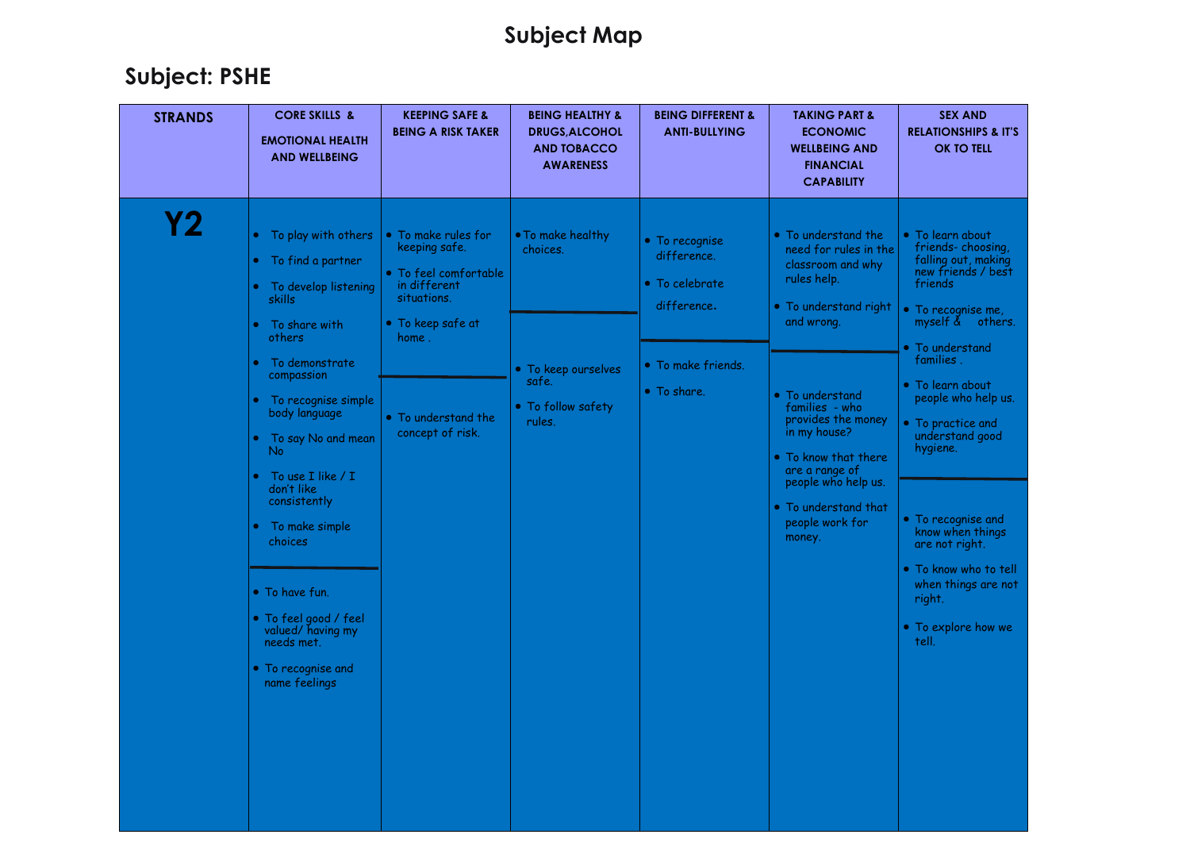# Subject Map

## Subject: PSHE

| STRANDS | CORE SKILLS & EMOTIONAL HEALTH AND WELLBEING | KEEPING SAFE & BEING A RISK TAKER | BEING HEALTHY & DRUGS,ALCOHOL AND TOBACCO AWARENESS | BEING DIFFERENT & ANTI-BULLYING | TAKING PART & ECONOMIC WELLBEING AND FINANCIAL CAPABILITY | SEX AND RELATIONSHIPS & IT'S OK TO TELL |
|---|---|---|---|---|---|---|
| **Y2** | • To play with others<br>• To find a partner<br>• To develop listening skills<br>• To share with others<br>• To demonstrate compassion<br>• To recognise simple body language<br>• To say No and mean No<br>• To use I like / I don't like consistently<br>• To make simple choices<br>———<br>• To have fun.<br>• To feel good / feel valued/ having my needs met.<br>• To recognise and name feelings | • To make rules for keeping safe.<br>• To feel comfortable in different situations.<br>• To keep safe at home .<br>———<br>• To understand the concept of risk. | • To make healthy choices.<br>———<br>• To keep ourselves safe.<br>• To follow safety rules. | • To recognise difference.<br>• To celebrate difference.<br>———<br>• To make friends.<br>• To share. | • To understand the need for rules in the classroom and why rules help.<br>• To understand right and wrong.<br>———<br>• To understand families - who provides the money in my house?<br>• To know that there are a range of people who help us.<br>• To understand that people work for money. | • To learn about friends- choosing, falling out, making new friends / best friends<br>• To recognise me, myself & others.<br>• To understand families .<br>• To learn about people who help us.<br>• To practice and understand good hygiene.<br>———<br>• To recognise and know when things are not right.<br>• To know who to tell when things are not right.<br>• To explore how we tell. |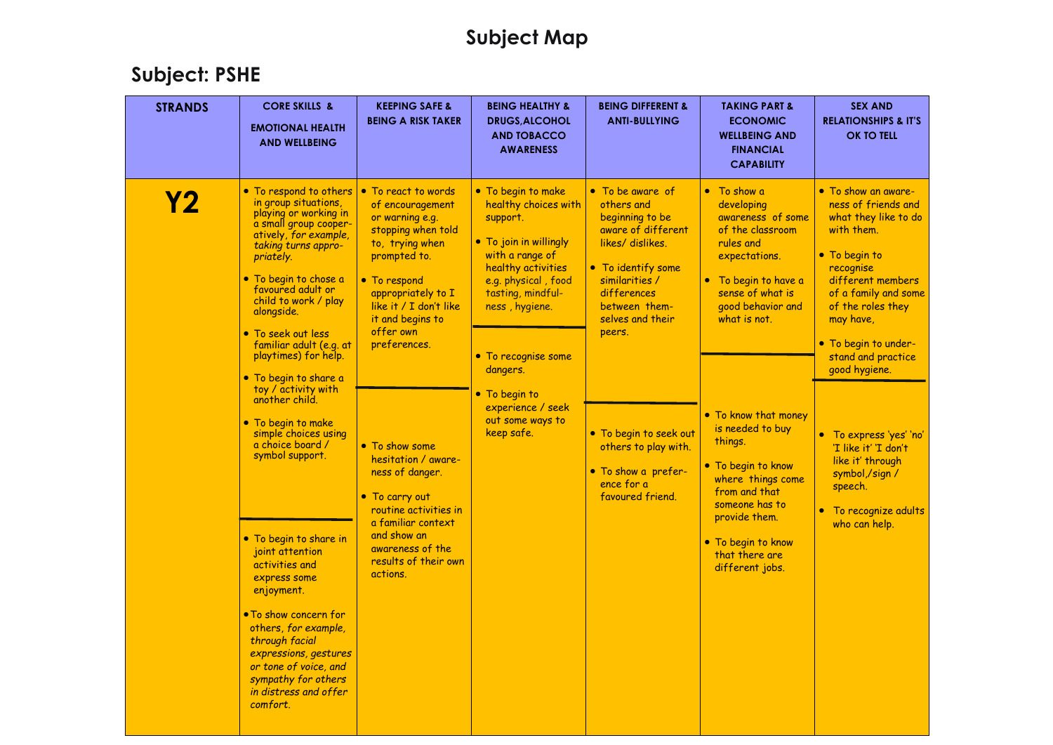# Subject Map

## Subject: PSHE

| STRANDS | CORE SKILLS & EMOTIONAL HEALTH AND WELLBEING | KEEPING SAFE & BEING A RISK TAKER | BEING HEALTHY & DRUGS,ALCOHOL AND TOBACCO AWARENESS | BEING DIFFERENT & ANTI-BULLYING | TAKING PART & ECONOMIC WELLBEING AND FINANCIAL CAPABILITY | SEX AND RELATIONSHIPS & IT'S OK TO TELL |
|---|---|---|---|---|---|---|
| **Y2** | • To respond to others in group situations, playing or working in a small group cooperatively, *for example, taking turns appropriately.*<br>• To begin to chose a favoured adult or child to work / play alongside.<br>• To seek out less familiar adult (e.g. at playtimes) for help.<br>• To begin to share a toy / activity with another child.<br>• To begin to make simple choices using a choice board / symbol support. | • To react to words of encouragement or warning e.g. stopping when told to, trying when prompted to.<br>• To respond appropriately to I like it / I don't like it and begins to offer own preferences. | • To begin to make healthy choices with support.<br>• To join in willingly with a range of healthy activities e.g. physical , food tasting, mindfulness , hygiene. | • To be aware of others and beginning to be aware of different likes/ dislikes.<br>• To identify some similarities / differences between themselves and their peers. | • To show a developing awareness of some of the classroom rules and expectations.<br>• To begin to have a sense of what is good behavior and what is not. | • To show an awareness of friends and what they like to do with them.<br>• To begin to recognise different members of a family and some of the roles they may have,<br>• To begin to understand and practice good hygiene. |
| | • To begin to share in joint attention activities and express some enjoyment.<br>• To show concern for others, *for example, through facial expressions, gestures or tone of voice, and sympathy for others in distress and offer comfort.* | • To show some hesitation / awareness of danger.<br>• To carry out routine activities in a familiar context and show an awareness of the results of their own actions. | • To recognise some dangers.<br>• To begin to experience / seek out some ways to keep safe. | • To begin to seek out others to play with.<br>• To show a preference for a favoured friend. | • To know that money is needed to buy things.<br>• To begin to know where things come from and that someone has to provide them.<br>• To begin to know that there are different jobs. | • To express 'yes' 'no' 'I like it' 'I don't like it' through symbol,/sign / speech.<br>• To recognize adults who can help. |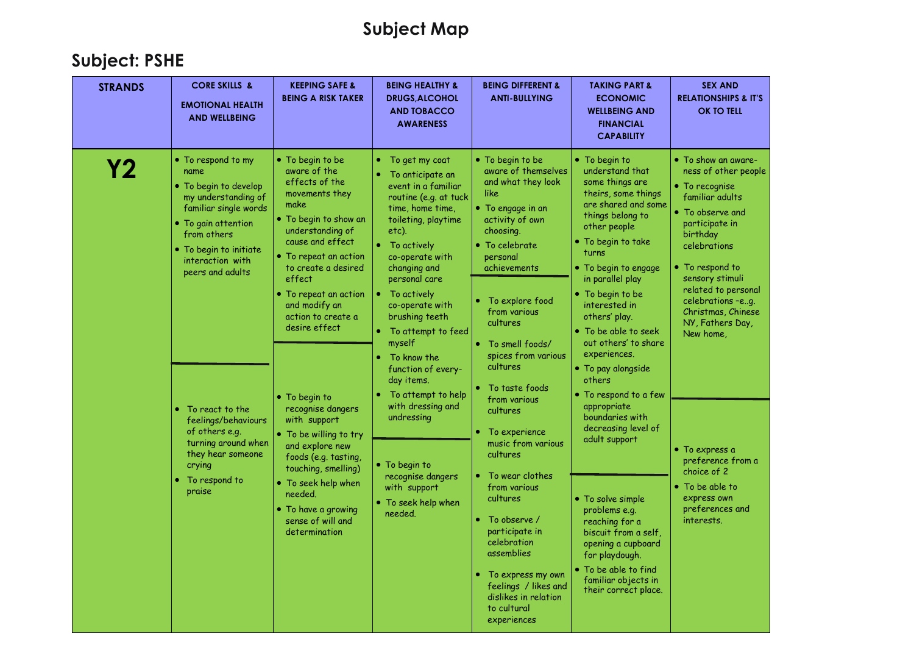# Subject Map

## Subject: PSHE

| STRANDS | CORE SKILLS & EMOTIONAL HEALTH AND WELLBEING | KEEPING SAFE & BEING A RISK TAKER | BEING HEALTHY & DRUGS,ALCOHOL AND TOBACCO AWARENESS | BEING DIFFERENT & ANTI-BULLYING | TAKING PART & ECONOMIC WELLBEING AND FINANCIAL CAPABILITY | SEX AND RELATIONSHIPS & IT'S OK TO TELL |
|---|---|---|---|---|---|---|
| **Y2** | • To respond to my name<br>• To begin to develop my understanding of familiar single words<br>• To gain attention from others<br>• To begin to initiate interaction with peers and adults | • To begin to be aware of the effects of the movements they make<br>• To begin to show an understanding of cause and effect<br>• To repeat an action to create a desired effect<br>• To repeat an action and modify an action to create a desire effect | • To get my coat<br>• To anticipate an event in a familiar routine (e.g. at tuck time, home time, toileting, playtime etc).<br>• To actively co-operate with changing and personal care<br>• To actively co-operate with brushing teeth<br>• To attempt to feed myself<br>• To know the function of every-day items.<br>• To attempt to help with dressing and undressing | • To begin to be aware of themselves and what they look like<br>• To engage in an activity of own choosing.<br>• To celebrate personal achievements | • To begin to understand that some things are theirs, some things are shared and some things belong to other people<br>• To begin to take turns<br>• To begin to engage in parallel play<br>• To begin to be interested in others' play.<br>• To be able to seek out others' to share experiences.<br>• To pay alongside others<br>• To respond to a few appropriate boundaries with decreasing level of adult support | • To show an aware-ness of other people<br>• To recognise familiar adults<br>• To observe and participate in birthday celebrations<br>• To respond to sensory stimuli related to personal celebrations –e..g. Christmas, Chinese NY, Fathers Day, New home, |
| | • To react to the feelings/behaviours of others e.g. turning around when they hear someone crying<br>• To respond to praise | • To begin to recognise dangers with support<br>• To be willing to try and explore new foods (e.g. tasting, touching, smelling)<br>• To seek help when needed.<br>• To have a growing sense of will and determination | • To begin to recognise dangers with support<br>• To seek help when needed. | • To explore food from various cultures<br>• To smell foods/ spices from various cultures<br>• To taste foods from various cultures<br>• To experience music from various cultures<br>• To wear clothes from various cultures<br>• To observe / participate in celebration assemblies<br>• To express my own feelings / likes and dislikes in relation to cultural experiences | • To solve simple problems e.g. reaching for a biscuit from a self, opening a cupboard for playdough.<br>• To be able to find familiar objects in their correct place. | • To express a preference from a choice of 2<br>• To be able to express own preferences and interests. |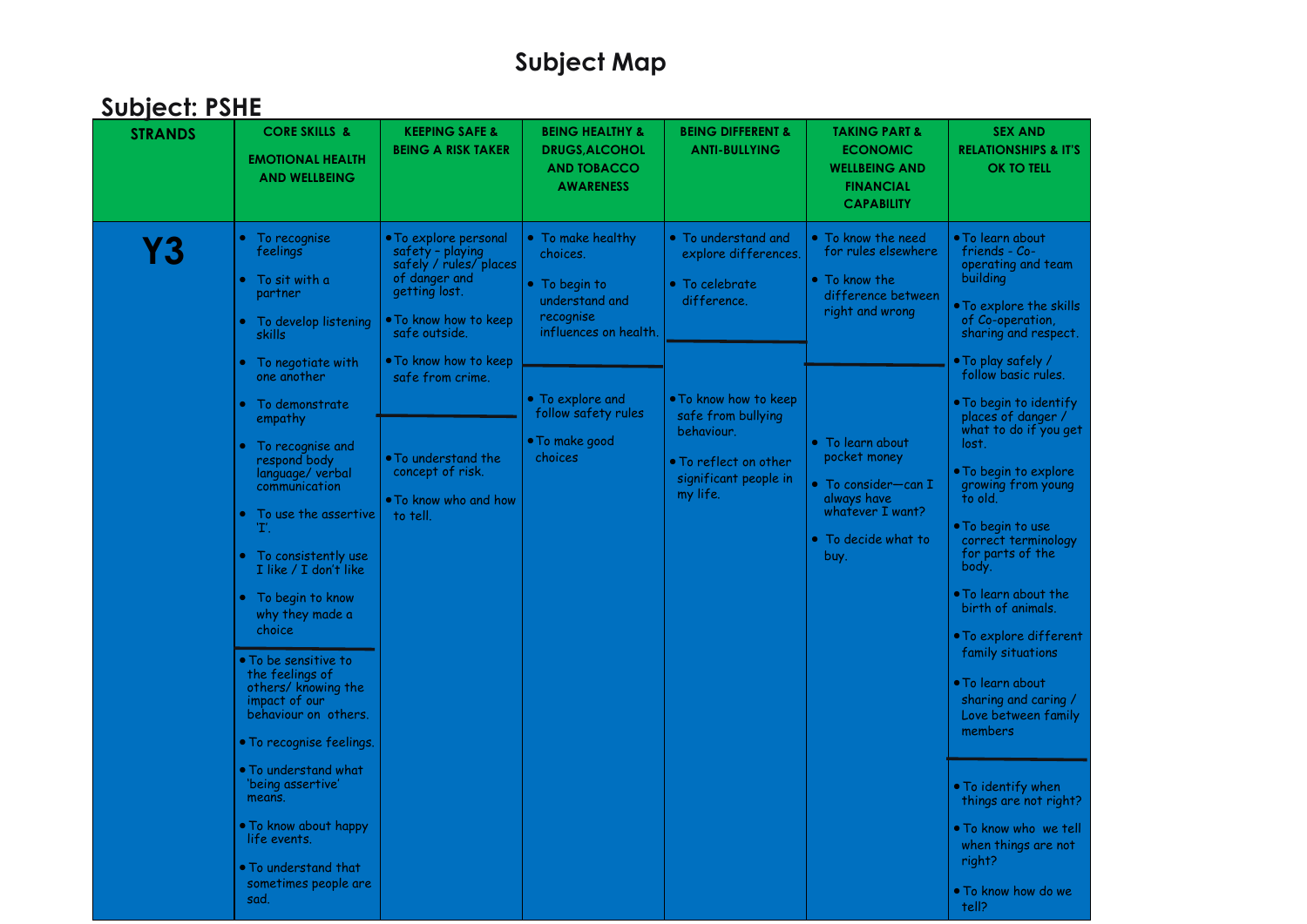# Subject Map

## Subject: PSHE

| STRANDS | CORE SKILLS & EMOTIONAL HEALTH AND WELLBEING | KEEPING SAFE & BEING A RISK TAKER | BEING HEALTHY & DRUGS,ALCOHOL AND TOBACCO AWARENESS | BEING DIFFERENT & ANTI-BULLYING | TAKING PART & ECONOMIC WELLBEING AND FINANCIAL CAPABILITY | SEX AND RELATIONSHIPS & IT'S OK TO TELL |
|---|---|---|---|---|---|---|
| **Y3** | • To recognise feelings<br>• To sit with a partner<br>• To develop listening skills<br>• To negotiate with one another<br>• To demonstrate empathy<br>• To recognise and respond body language/ verbal communication<br>• To use the assertive 'I'.<br>• To consistently use I like / I don't like<br>• To begin to know why they made a choice | • To explore personal safety – playing safely / rules/ places of danger and getting lost.<br>• To know how to keep safe outside.<br>• To know how to keep safe from crime. | • To make healthy choices.<br>• To begin to understand and recognise influences on health. | • To understand and explore differences.<br>• To celebrate difference. | • To know the need for rules elsewhere<br>• To know the difference between right and wrong | • To learn about friends - Co-operating and team building<br>• To explore the skills of Co-operation, sharing and respect.<br>• To play safely / follow basic rules.<br>• To begin to identify places of danger / what to do if you get lost.<br>• To begin to explore growing from young to old.<br>• To begin to use correct terminology for parts of the body.<br>• To learn about the birth of animals.<br>• To explore different family situations<br>• To learn about sharing and caring / Love between family members |
| | • To be sensitive to the feelings of others/ knowing the impact of our behaviour on others.<br>• To recognise feelings.<br>• To understand what 'being assertive' means.<br>• To know about happy life events.<br>• To understand that sometimes people are sad. | • To understand the concept of risk.<br>• To know who and how to tell. | • To explore and follow safety rules<br>• To make good choices | • To know how to keep safe from bullying behaviour.<br>• To reflect on other significant people in my life. | • To learn about pocket money<br>• To consider—can I always have whatever I want?<br>• To decide what to buy. | • To identify when things are not right?<br>• To know who we tell when things are not right?<br>• To know how do we tell? |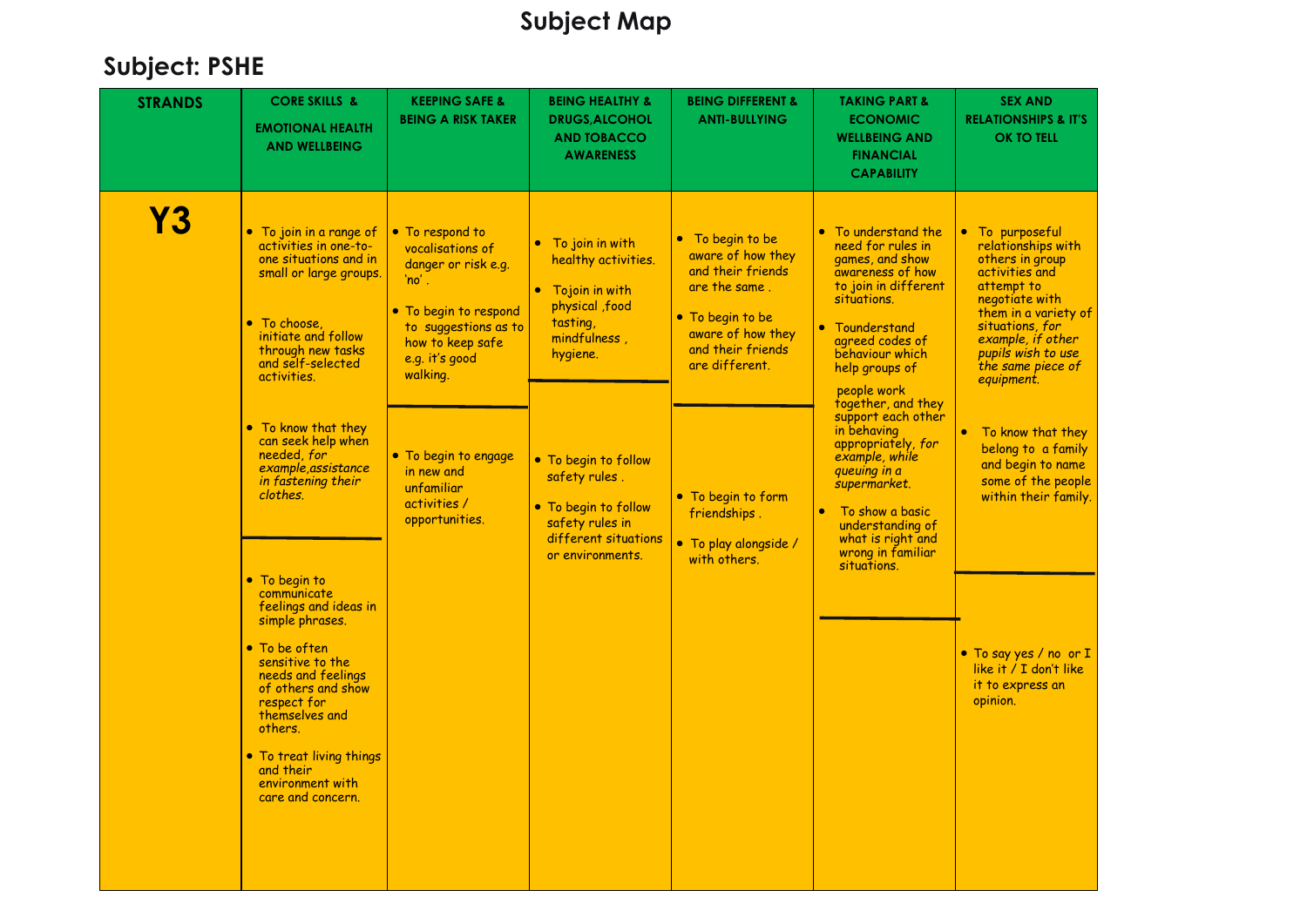# Subject Map

## Subject: PSHE

| STRANDS | CORE SKILLS & EMOTIONAL HEALTH AND WELLBEING | KEEPING SAFE & BEING A RISK TAKER | BEING HEALTHY & DRUGS,ALCOHOL AND TOBACCO AWARENESS | BEING DIFFERENT & ANTI-BULLYING | TAKING PART & ECONOMIC WELLBEING AND FINANCIAL CAPABILITY | SEX AND RELATIONSHIPS & IT'S OK TO TELL |
|---|---|---|---|---|---|---|
| **Y3** | • To join in a range of activities in one-to-one situations and in small or large groups.<br><br>• To choose, initiate and follow through new tasks and self-selected activities.<br><br>• To know that they can seek help when needed, *for example,assistance in fastening their clothes.*<br><br>---<br><br>• To begin to communicate feelings and ideas in simple phrases.<br><br>• To be often sensitive to the needs and feelings of others and show respect for themselves and others.<br><br>• To treat living things and their environment with care and concern. | • To respond to vocalisations of danger or risk e.g. 'no'.<br><br>• To begin to respond to suggestions as to how to keep safe e.g. it's good walking.<br><br>---<br><br>• To begin to engage in new and unfamiliar activities / opportunities. | • To join in with healthy activities.<br><br>• Tojoin in with physical ,food tasting, mindfulness , hygiene.<br><br>---<br><br>• To begin to follow safety rules .<br><br>• To begin to follow safety rules in different situations or environments. | • To begin to be aware of how they and their friends are the same .<br><br>• To begin to be aware of how they and their friends are different.<br><br>---<br><br>• To begin to form friendships .<br><br>• To play alongside / with others. | • To understand the need for rules in games, and show awareness of how to join in different situations.<br><br>• Tounderstand agreed codes of behaviour which help groups of people work together, and they support each other in behaving appropriately, *for example, while queuing in a supermarket.*<br><br>• To show a basic understanding of what is right and wrong in familiar situations.<br><br>--- | • To purposeful relationships with others in group activities and attempt to negotiate with them in a variety of situations, *for example, if other pupils wish to use the same piece of equipment.*<br><br>• To know that they belong to a family and begin to name some of the people within their family.<br><br>---<br><br>• To say yes / no or I like it / I don't like it to express an opinion. |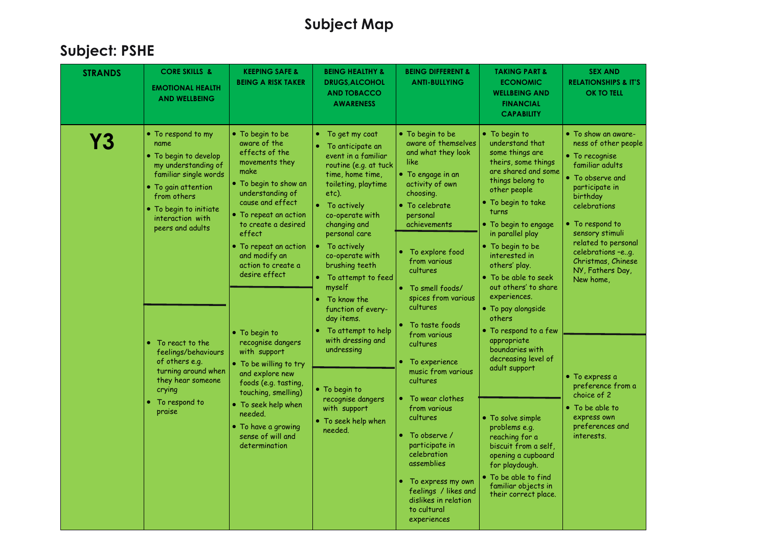# Subject Map

## Subject: PSHE

| STRANDS | CORE SKILLS & EMOTIONAL HEALTH AND WELLBEING | KEEPING SAFE & BEING A RISK TAKER | BEING HEALTHY & DRUGS,ALCOHOL AND TOBACCO AWARENESS | BEING DIFFERENT & ANTI-BULLYING | TAKING PART & ECONOMIC WELLBEING AND FINANCIAL CAPABILITY | SEX AND RELATIONSHIPS & IT'S OK TO TELL |
|---|---|---|---|---|---|---|
| **Y3** | • To respond to my name<br>• To begin to develop my understanding of familiar single words<br>• To gain attention from others<br>• To begin to initiate interaction with peers and adults | • To begin to be aware of the effects of the movements they make<br>• To begin to show an understanding of cause and effect<br>• To repeat an action to create a desired effect<br>• To repeat an action and modify an action to create a desire effect | • To get my coat<br>• To anticipate an event in a familiar routine (e.g. at tuck time, home time, toileting, playtime etc).<br>• To actively co-operate with changing and personal care<br>• To actively co-operate with brushing teeth<br>• To attempt to feed myself<br>• To know the function of every-day items.<br>• To attempt to help with dressing and undressing | • To begin to be aware of themselves and what they look like<br>• To engage in an activity of own choosing.<br>• To celebrate personal achievements | • To begin to understand that some things are theirs, some things are shared and some things belong to other people<br>• To begin to take turns<br>• To begin to engage in parallel play<br>• To begin to be interested in others' play.<br>• To be able to seek out others' to share experiences.<br>• To pay alongside others<br>• To respond to a few appropriate boundaries with decreasing level of adult support | • To show an aware-ness of other people<br>• To recognise familiar adults<br>• To observe and participate in birthday celebrations<br>• To respond to sensory stimuli related to personal celebrations –e..g. Christmas, Chinese NY, Fathers Day, New home, |
| | • To react to the feelings/behaviours of others e.g. turning around when they hear someone crying<br>• To respond to praise | • To begin to recognise dangers with support<br>• To be willing to try and explore new foods (e.g. tasting, touching, smelling)<br>• To seek help when needed.<br>• To have a growing sense of will and determination | • To begin to recognise dangers with support<br>• To seek help when needed. | • To explore food from various cultures<br>• To smell foods/ spices from various cultures<br>• To taste foods from various cultures<br>• To experience music from various cultures<br>• To wear clothes from various cultures<br>• To observe / participate in celebration assemblies<br>• To express my own feelings / likes and dislikes in relation to cultural experiences | • To solve simple problems e.g. reaching for a biscuit from a self, opening a cupboard for playdough.<br>• To be able to find familiar objects in their correct place. | • To express a preference from a choice of 2<br>• To be able to express own preferences and interests. |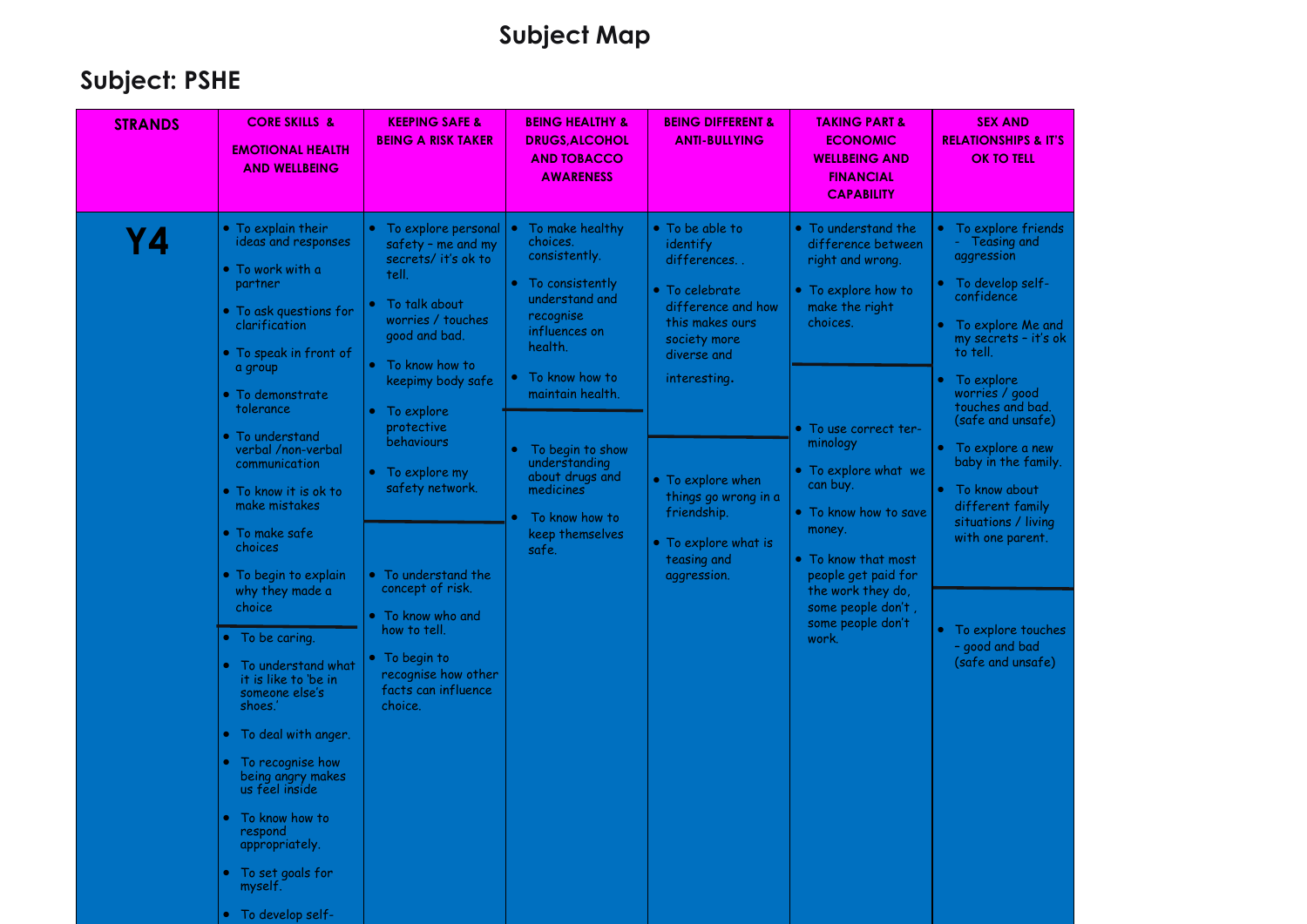# Subject Map

## Subject: PSHE

| STRANDS | CORE SKILLS & EMOTIONAL HEALTH AND WELLBEING | KEEPING SAFE & BEING A RISK TAKER | BEING HEALTHY & DRUGS,ALCOHOL AND TOBACCO AWARENESS | BEING DIFFERENT & ANTI-BULLYING | TAKING PART & ECONOMIC WELLBEING AND FINANCIAL CAPABILITY | SEX AND RELATIONSHIPS & IT'S OK TO TELL |
|---|---|---|---|---|---|---|
| **Y4** | • To explain their ideas and responses<br>• To work with a partner<br>• To ask questions for clarification<br>• To speak in front of a group<br>• To demonstrate tolerance<br>• To understand verbal /non-verbal communication<br>• To know it is ok to make mistakes<br>• To make safe choices<br>• To begin to explain why they made a choice | • To explore personal safety – me and my secrets/ it's ok to tell.<br>• To talk about worries / touches good and bad.<br>• To know how to keepimy body safe<br>• To explore protective behaviours<br>• To explore my safety network. | • To make healthy choices. consistently.<br>• To consistently understand and recognise influences on health.<br>• To know how to maintain health. | • To be able to identify differences. .<br>• To celebrate difference and how this makes ours society more diverse and interesting. | • To understand the difference between right and wrong.<br>• To explore how to make the right choices. | • To explore friends - Teasing and aggression<br>• To develop self-confidence<br>• To explore Me and my secrets – it's ok to tell.<br>• To explore worries / good touches and bad. (safe and unsafe)<br>• To explore a new baby in the family.<br>• To know about different family situations / living with one parent. |
| | • To be caring.<br>• To understand what it is like to 'be in someone else's shoes.'<br>• To deal with anger.<br>• To recognise how being angry makes us feel inside<br>• To know how to respond appropriately.<br>• To set goals for myself.<br>• To develop self- | • To understand the concept of risk.<br>• To know who and how to tell.<br>• To begin to recognise how other facts can influence choice. | • To begin to show understanding about drugs and medicines<br>• To know how to keep themselves safe. | • To explore when things go wrong in a friendship.<br>• To explore what is teasing and aggression. | • To use correct ter-minology<br>• To explore what we can buy.<br>• To know how to save money.<br>• To know that most people get paid for the work they do, some people don't , some people don't work. | • To explore touches – good and bad (safe and unsafe) |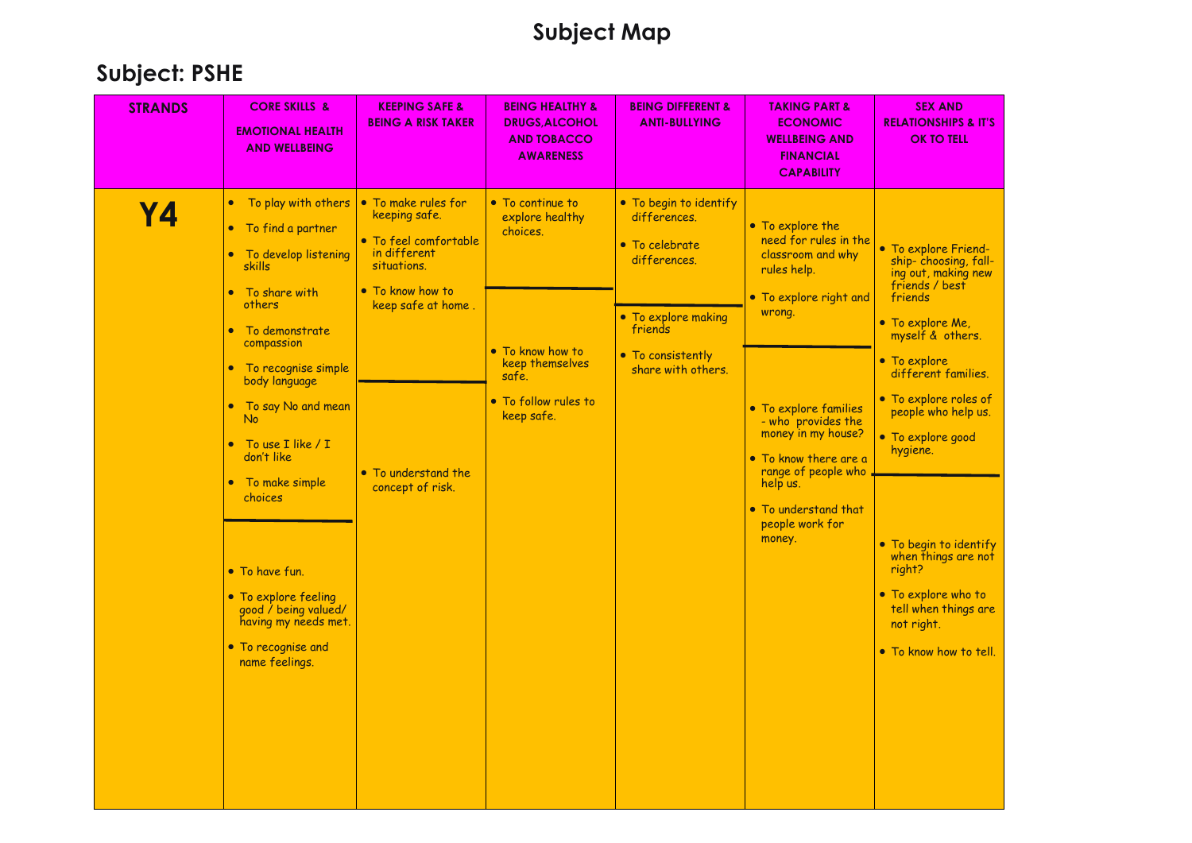# Subject Map

## Subject: PSHE

| STRANDS | CORE SKILLS & EMOTIONAL HEALTH AND WELLBEING | KEEPING SAFE & BEING A RISK TAKER | BEING HEALTHY & DRUGS,ALCOHOL AND TOBACCO AWARENESS | BEING DIFFERENT & ANTI-BULLYING | TAKING PART & ECONOMIC WELLBEING AND FINANCIAL CAPABILITY | SEX AND RELATIONSHIPS & IT'S OK TO TELL |
|---|---|---|---|---|---|---|
| **Y4** | • To play with others<br>• To find a partner<br>• To develop listening skills<br>• To share with others<br>• To demonstrate compassion<br>• To recognise simple body language<br>• To say No and mean No<br>• To use I like / I don't like<br>• To make simple choices<br>---<br>• To have fun.<br>• To explore feeling good / being valued/ having my needs met.<br>• To recognise and name feelings. | • To make rules for keeping safe.<br>• To feel comfortable in different situations.<br>• To know how to keep safe at home .<br>---<br>• To understand the concept of risk. | • To continue to explore healthy choices.<br>---<br>• To know how to keep themselves safe.<br>• To follow rules to keep safe. | • To begin to identify differences.<br>• To celebrate differences.<br>---<br>• To explore making friends<br>• To consistently share with others. | • To explore the need for rules in the classroom and why rules help.<br>• To explore right and wrong.<br>---<br>• To explore families - who provides the money in my house?<br>• To know there are a range of people who help us.<br>• To understand that people work for money. | • To explore Friend-ship- choosing, fall-ing out, making new friends / best friends<br>• To explore Me, myself & others.<br>• To explore different families.<br>• To explore roles of people who help us.<br>• To explore good hygiene.<br>---<br>• To begin to identify when things are not right?<br>• To explore who to tell when things are not right.<br>• To know how to tell. |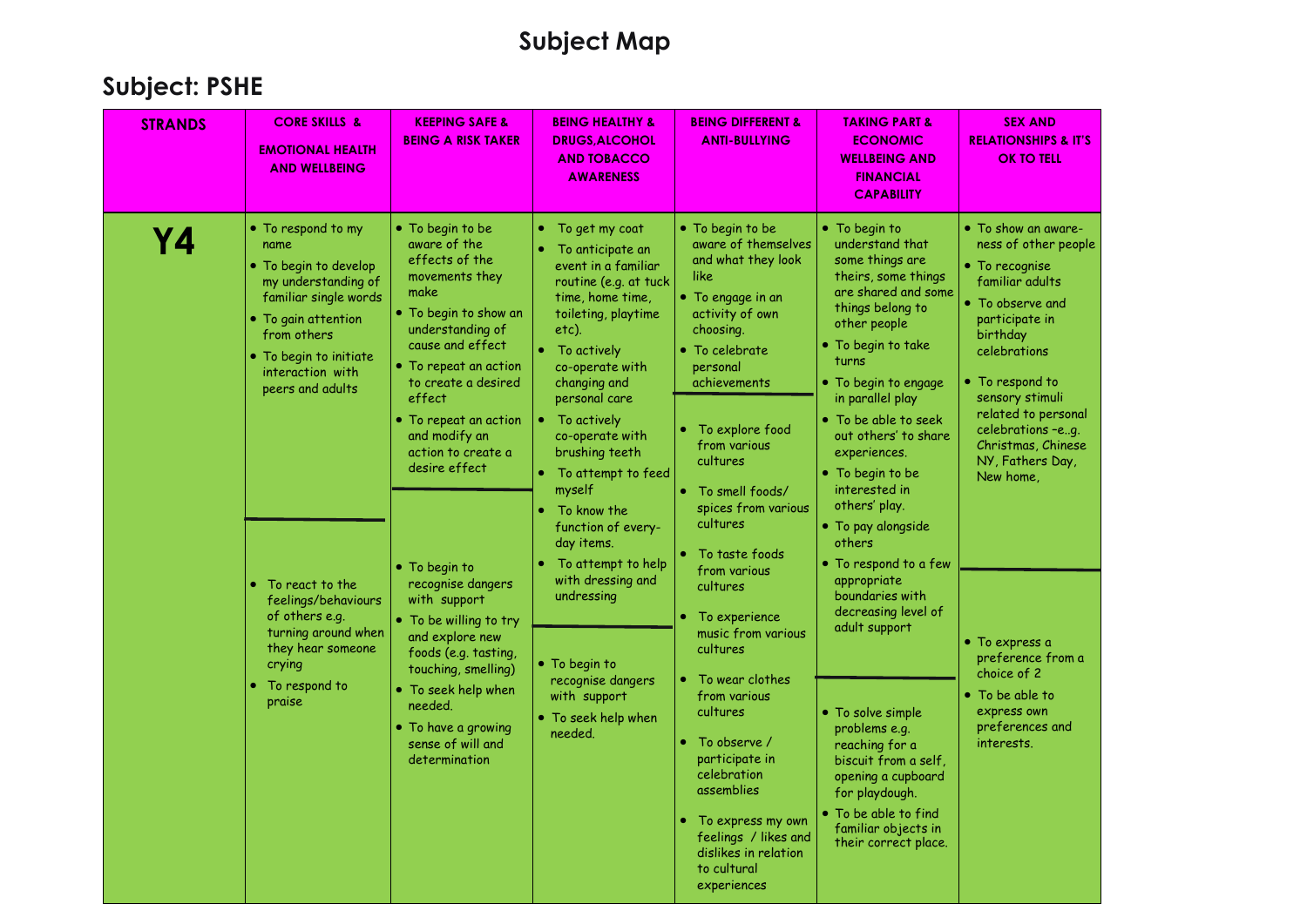# Subject Map

## Subject: PSHE

| STRANDS | CORE SKILLS & EMOTIONAL HEALTH AND WELLBEING | KEEPING SAFE & BEING A RISK TAKER | BEING HEALTHY & DRUGS,ALCOHOL AND TOBACCO AWARENESS | BEING DIFFERENT & ANTI-BULLYING | TAKING PART & ECONOMIC WELLBEING AND FINANCIAL CAPABILITY | SEX AND RELATIONSHIPS & IT'S OK TO TELL |
|---|---|---|---|---|---|---|
| **Y4** | • To respond to my name<br>• To begin to develop my understanding of familiar single words<br>• To gain attention from others<br>• To begin to initiate interaction with peers and adults | • To begin to be aware of the effects of the movements they make<br>• To begin to show an understanding of cause and effect<br>• To repeat an action to create a desired effect<br>• To repeat an action and modify an action to create a desire effect | • To get my coat<br>• To anticipate an event in a familiar routine (e.g. at tuck time, home time, toileting, playtime etc).<br>• To actively co-operate with changing and personal care<br>• To actively co-operate with brushing teeth<br>• To attempt to feed myself<br>• To know the function of every-day items.<br>• To attempt to help with dressing and undressing | • To begin to be aware of themselves and what they look like<br>• To engage in an activity of own choosing.<br>• To celebrate personal achievements | • To begin to understand that some things are theirs, some things are shared and some things belong to other people<br>• To begin to take turns<br>• To begin to engage in parallel play<br>• To be able to seek out others' to share experiences.<br>• To begin to be interested in others' play.<br>• To pay alongside others<br>• To respond to a few appropriate boundaries with decreasing level of adult support | • To show an aware-ness of other people<br>• To recognise familiar adults<br>• To observe and participate in birthday celebrations<br>• To respond to sensory stimuli related to personal celebrations –e..g. Christmas, Chinese NY, Fathers Day, New home, |
| | • To react to the feelings/behaviours of others e.g. turning around when they hear someone crying<br>• To respond to praise | • To begin to recognise dangers with support<br>• To be willing to try and explore new foods (e.g. tasting, touching, smelling)<br>• To seek help when needed.<br>• To have a growing sense of will and determination | • To begin to recognise dangers with support<br>• To seek help when needed. | • To explore food from various cultures<br>• To smell foods/ spices from various cultures<br>• To taste foods from various cultures<br>• To experience music from various cultures<br>• To wear clothes from various cultures<br>• To observe / participate in celebration assemblies<br>• To express my own feelings / likes and dislikes in relation to cultural experiences | • To solve simple problems e.g. reaching for a biscuit from a self, opening a cupboard for playdough.<br>• To be able to find familiar objects in their correct place. | • To express a preference from a choice of 2<br>• To be able to express own preferences and interests. |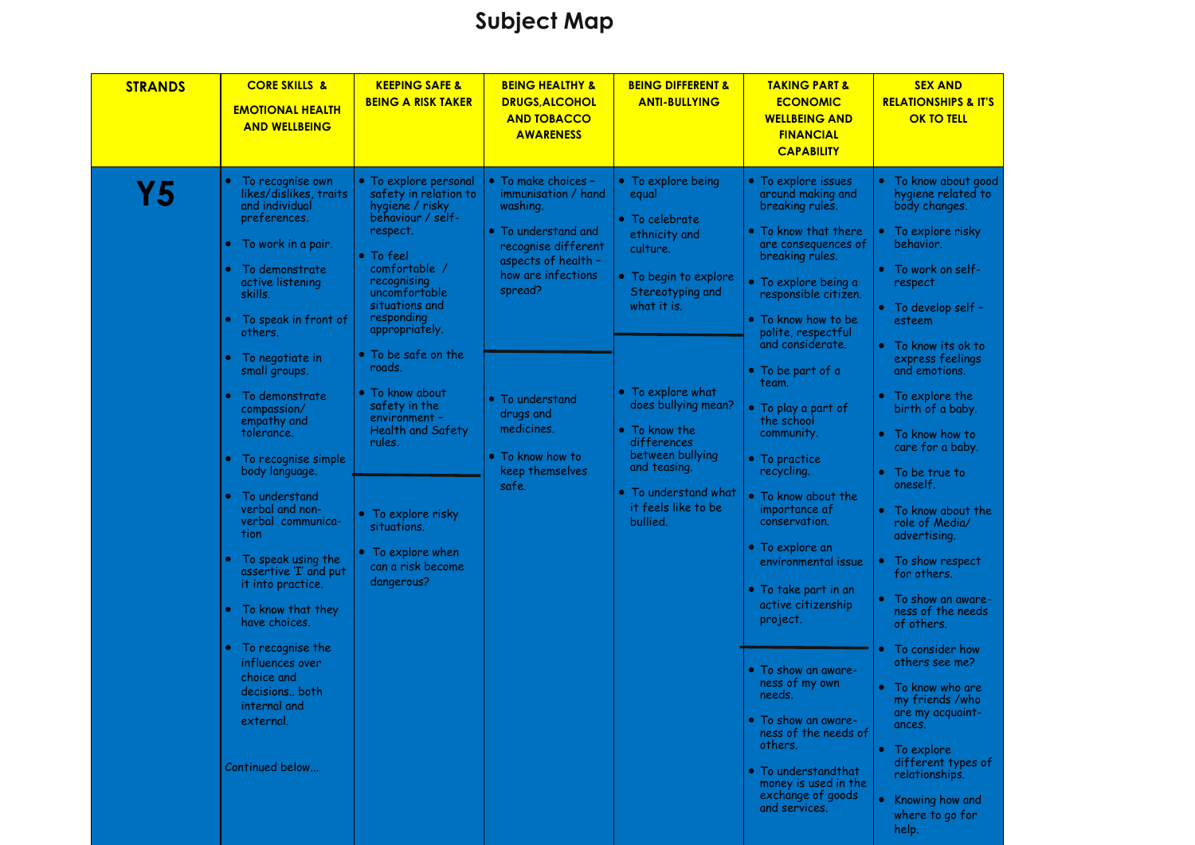# Subject Map

| STRANDS | CORE SKILLS & EMOTIONAL HEALTH AND WELLBEING | KEEPING SAFE & BEING A RISK TAKER | BEING HEALTHY & DRUGS,ALCOHOL AND TOBACCO AWARENESS | BEING DIFFERENT & ANTI-BULLYING | TAKING PART & ECONOMIC WELLBEING AND FINANCIAL CAPABILITY | SEX AND RELATIONSHIPS & IT'S OK TO TELL |
|---|---|---|---|---|---|---|
| **Y5** | • To recognise own likes/dislikes, traits and individual preferences.<br>• To work in a pair.<br>• To demonstrate active listening skills.<br>• To speak in front of others.<br>• To negotiate in small groups.<br>• To demonstrate compassion/ empathy and tolerance.<br>• To recognise simple body language.<br>• To understand verbal and non-verbal communica-tion<br>• To speak using the assertive 'I' and put it into practice.<br>• To know that they have choices.<br>• To recognise the influences over choice and decisions.. both internal and external.<br><br>Continued below... | • To explore personal safety in relation to hygiene / risky behaviour / self-respect.<br>• To feel comfortable / recognising uncomfortable situations and responding appropriately.<br>• To be safe on the roads.<br>• To know about safety in the environment – Health and Safety rules.<br>---<br>• To explore risky situations.<br>• To explore when can a risk become dangerous? | • To make choices – immunisation / hand washing.<br>• To understand and recognise different aspects of health – how are infections spread?<br>---<br>• To understand drugs and medicines.<br>• To know how to keep themselves safe. | • To explore being equal<br>• To celebrate ethnicity and culture.<br>• To begin to explore Stereotyping and what it is.<br>---<br>• To explore what does bullying mean?<br>• To know the differences between bullying and teasing.<br>• To understand what it feels like to be bullied. | • To explore issues around making and breaking rules.<br>• To know that there are consequences of breaking rules.<br>• To explore being a responsible citizen.<br>• To know how to be polite, respectful and considerate.<br>• To be part of a team.<br>• To play a part of the school community.<br>• To practice recycling.<br>• To know about the importance of conservation.<br>• To explore an environmental issue<br>• To take part in an active citizenship project.<br>---<br>• To show an aware-ness of my own needs.<br>• To show an aware-ness of the needs of others.<br>• To understandthat money is used in the exchange of goods and services. | • To know about good hygiene related to body changes.<br>• To explore risky behavior.<br>• To work on self-respect<br>• To develop self – esteem<br>• To know its ok to express feelings and emotions.<br>• To explore the birth of a baby.<br>• To know how to care for a baby.<br>• To be true to oneself.<br>• To know about the role of Media/ advertising.<br>• To show respect for others.<br>• To show an aware-ness of the needs of others.<br>• To consider how others see me?<br>• To know who are my friends /who are my acquaint-ances.<br>• To explore different types of relationships.<br>• Knowing how and where to go for help. |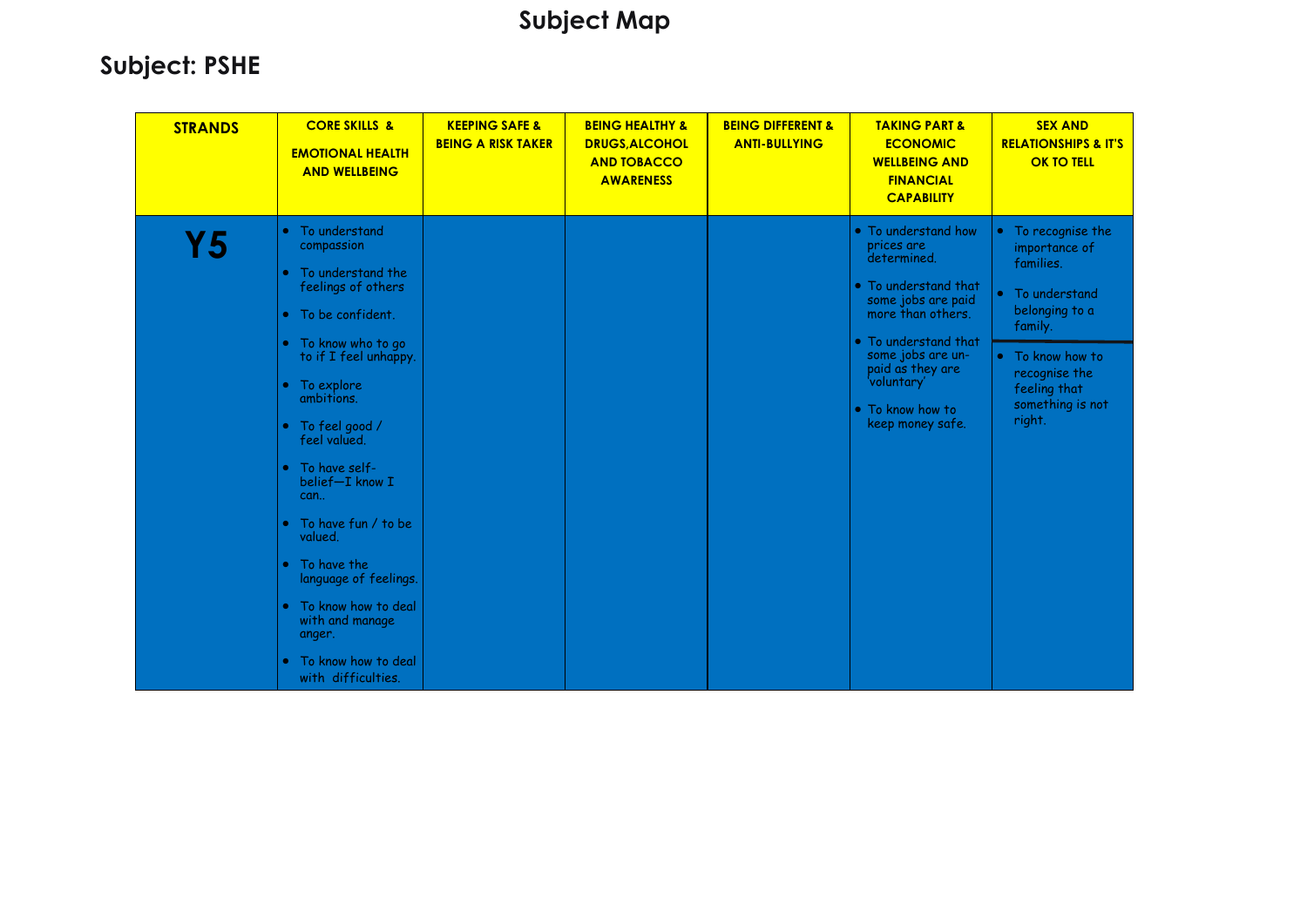# Subject Map

## Subject: PSHE

| STRANDS | CORE SKILLS & EMOTIONAL HEALTH AND WELLBEING | KEEPING SAFE & BEING A RISK TAKER | BEING HEALTHY & DRUGS, ALCOHOL AND TOBACCO AWARENESS | BEING DIFFERENT & ANTI-BULLYING | TAKING PART & ECONOMIC WELLBEING AND FINANCIAL CAPABILITY | SEX AND RELATIONSHIPS & IT'S OK TO TELL |
|---|---|---|---|---|---|---|
| **Y5** | • To understand compassion<br>• To understand the feelings of others<br>• To be confident.<br>• To know who to go to if I feel unhappy.<br>• To explore ambitions.<br>• To feel good / feel valued.<br>• To have self-belief—I know I can..<br>• To have fun / to be valued.<br>• To have the language of feelings.<br>• To know how to deal with and manage anger.<br>• To know how to deal with difficulties. | | | | • To understand how prices are determined.<br>• To understand that some jobs are paid more than others.<br>• To understand that some jobs are un-paid as they are 'voluntary'<br>• To know how to keep money safe. | • To recognise the importance of families.<br>• To understand belonging to a family.<br>• To know how to recognise the feeling that something is not right. |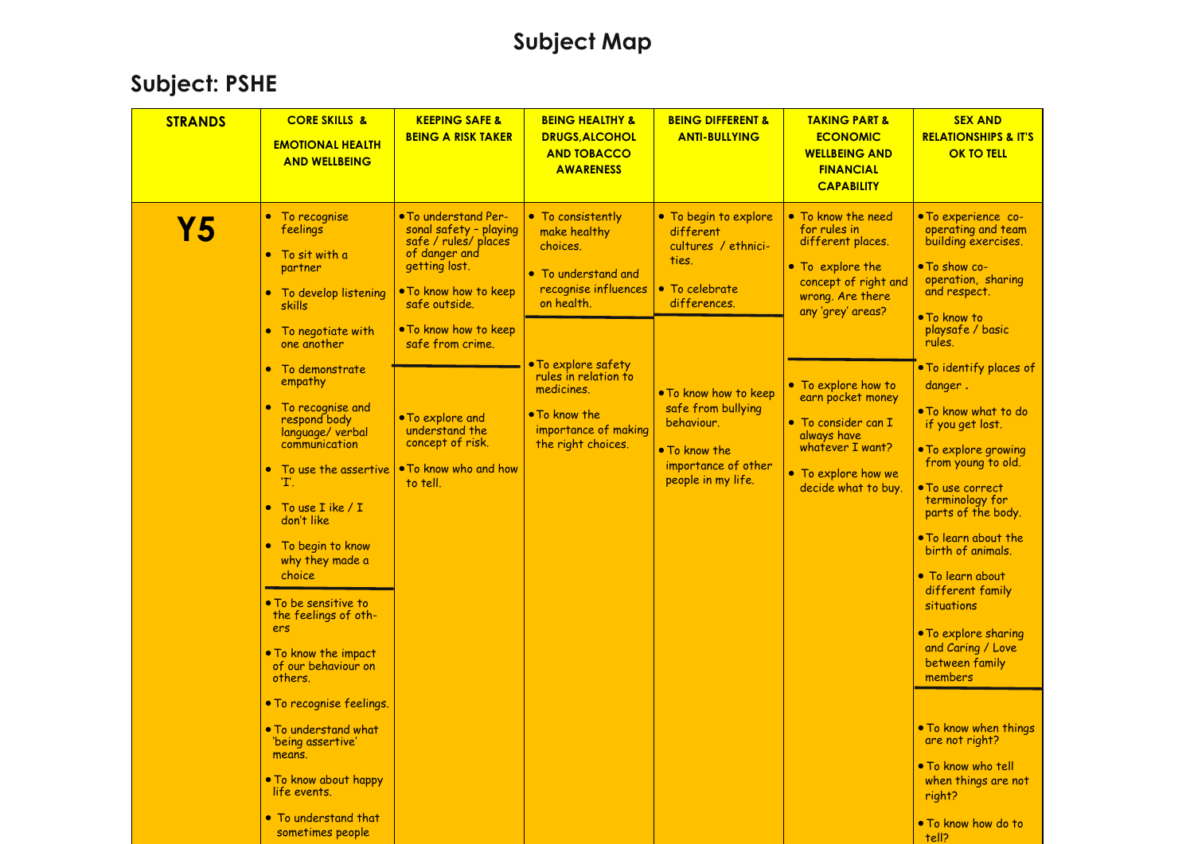# Subject Map

## Subject: PSHE

| STRANDS | CORE SKILLS & EMOTIONAL HEALTH AND WELLBEING | KEEPING SAFE & BEING A RISK TAKER | BEING HEALTHY & DRUGS,ALCOHOL AND TOBACCO AWARENESS | BEING DIFFERENT & ANTI-BULLYING | TAKING PART & ECONOMIC WELLBEING AND FINANCIAL CAPABILITY | SEX AND RELATIONSHIPS & IT'S OK TO TELL |
|---|---|---|---|---|---|---|
| **Y5** | • To recognise feelings<br>• To sit with a partner<br>• To develop listening skills<br>• To negotiate with one another<br>• To demonstrate empathy<br>• To recognise and respond body language/ verbal communication<br>• To use the assertive 'I'.<br>• To use I ike / I don't like<br>• To begin to know why they made a choice<br>---<br>• To be sensitive to the feelings of others<br>• To know the impact of our behaviour on others.<br>• To recognise feelings.<br>• To understand what 'being assertive' means.<br>• To know about happy life events.<br>• To understand that sometimes people | • To understand Personal safety – playing safe / rules/ places of danger and getting lost.<br>• To know how to keep safe outside.<br>• To know how to keep safe from crime.<br>---<br>• To explore and understand the concept of risk.<br>• To know who and how to tell. | • To consistently make healthy choices.<br>• To understand and recognise influences on health.<br>---<br>• To explore safety rules in relation to medicines.<br>• To know the importance of making the right choices. | • To begin to explore different cultures / ethnicities.<br>• To celebrate differences.<br>---<br>• To know how to keep safe from bullying behaviour.<br>• To know the importance of other people in my life. | • To know the need for rules in different places.<br>• To explore the concept of right and wrong. Are there any 'grey' areas?<br>---<br>• To explore how to earn pocket money<br>• To consider can I always have whatever I want?<br>• To explore how we decide what to buy. | • To experience co-operating and team building exercises.<br>• To show co-operation, sharing and respect.<br>• To know to playsafe / basic rules.<br>• To identify places of danger .<br>• To know what to do if you get lost.<br>• To explore growing from young to old.<br>• To use correct terminology for parts of the body.<br>• To learn about the birth of animals.<br>• To learn about different family situations<br>• To explore sharing and Caring / Love between family members<br>---<br>• To know when things are not right?<br>• To know who tell when things are not right?<br>• To know how do to tell? |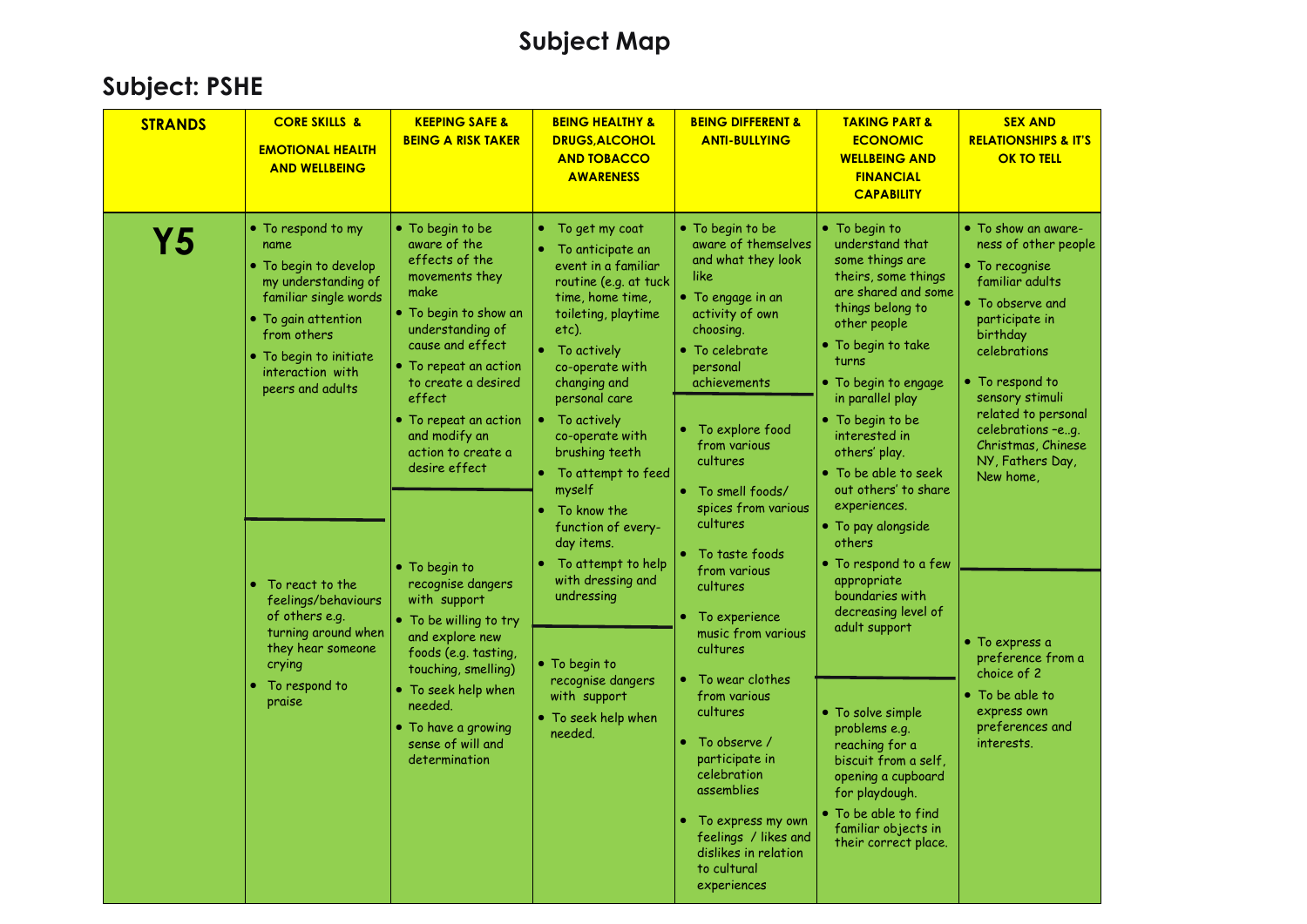# Subject Map

## Subject: PSHE

| STRANDS | CORE SKILLS & EMOTIONAL HEALTH AND WELLBEING | KEEPING SAFE & BEING A RISK TAKER | BEING HEALTHY & DRUGS,ALCOHOL AND TOBACCO AWARENESS | BEING DIFFERENT & ANTI-BULLYING | TAKING PART & ECONOMIC WELLBEING AND FINANCIAL CAPABILITY | SEX AND RELATIONSHIPS & IT'S OK TO TELL |
|---|---|---|---|---|---|---|
| **Y5** | • To respond to my name<br>• To begin to develop my understanding of familiar single words<br>• To gain attention from others<br>• To begin to initiate interaction with peers and adults | • To begin to be aware of the effects of the movements they make<br>• To begin to show an understanding of cause and effect<br>• To repeat an action to create a desired effect<br>• To repeat an action and modify an action to create a desire effect | • To get my coat<br>• To anticipate an event in a familiar routine (e.g. at tuck time, home time, toileting, playtime etc).<br>• To actively co-operate with changing and personal care<br>• To actively co-operate with brushing teeth<br>• To attempt to feed myself<br>• To know the function of every-day items.<br>• To attempt to help with dressing and undressing | • To begin to be aware of themselves and what they look like<br>• To engage in an activity of own choosing.<br>• To celebrate personal achievements | • To begin to understand that some things are theirs, some things are shared and some things belong to other people<br>• To begin to take turns<br>• To begin to engage in parallel play<br>• To begin to be interested in others' play.<br>• To be able to seek out others' to share experiences.<br>• To pay alongside others<br>• To respond to a few appropriate boundaries with decreasing level of adult support | • To show an awareness of other people<br>• To recognise familiar adults<br>• To observe and participate in birthday celebrations<br>• To respond to sensory stimuli related to personal celebrations –e..g. Christmas, Chinese NY, Fathers Day, New home, |
| | • To react to the feelings/behaviours of others e.g. turning around when they hear someone crying<br>• To respond to praise | • To begin to recognise dangers with support<br>• To be willing to try and explore new foods (e.g. tasting, touching, smelling)<br>• To seek help when needed.<br>• To have a growing sense of will and determination | • To begin to recognise dangers with support<br>• To seek help when needed. | • To explore food from various cultures<br>• To smell foods/ spices from various cultures<br>• To taste foods from various cultures<br>• To experience music from various cultures<br>• To wear clothes from various cultures<br>• To observe / participate in celebration assemblies<br>• To express my own feelings / likes and dislikes in relation to cultural experiences | • To solve simple problems e.g. reaching for a biscuit from a self, opening a cupboard for playdough.<br>• To be able to find familiar objects in their correct place. | • To express a preference from a choice of 2<br>• To be able to express own preferences and interests. |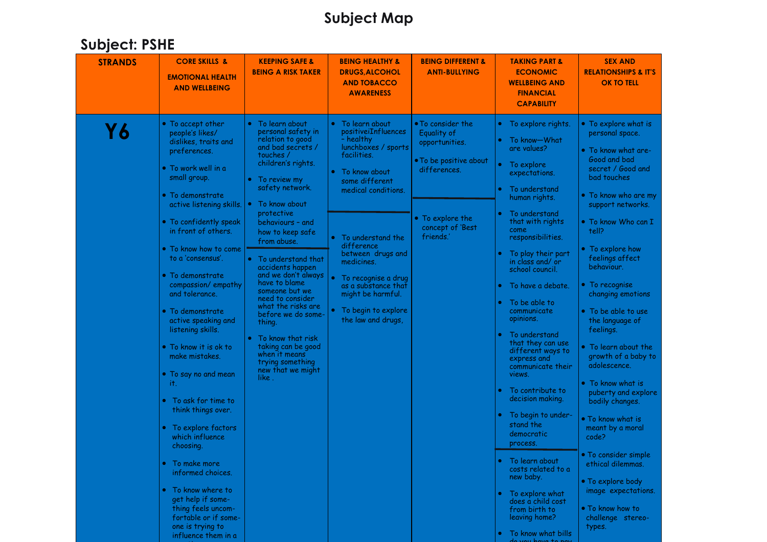# Subject Map

## Subject: PSHE

| STRANDS | CORE SKILLS & EMOTIONAL HEALTH AND WELLBEING | KEEPING SAFE & BEING A RISK TAKER | BEING HEALTHY & DRUGS,ALCOHOL AND TOBACCO AWARENESS | BEING DIFFERENT & ANTI-BULLYING | TAKING PART & ECONOMIC WELLBEING AND FINANCIAL CAPABILITY | SEX AND RELATIONSHIPS & IT'S OK TO TELL |
|---|---|---|---|---|---|---|
| **Y6** | • To accept other people's likes/ dislikes, traits and preferences.<br>• To work well in a small group.<br>• To demonstrate active listening skills.<br>• To confidently speak in front of others.<br>• To know how to come to a 'consensus'.<br>• To demonstrate compassion/ empathy and tolerance.<br>• To demonstrate active speaking and listening skills.<br>• To know it is ok to make mistakes.<br>• To say no and mean it.<br>• To ask for time to think things over.<br>• To explore factors which influence choosing.<br>• To make more informed choices.<br>• To know where to get help if something feels uncomfortable or if someone is trying to influence them in a | • To learn about personal safety in relation to good and bad secrets / touches / children's rights.<br>• To review my safety network.<br>• To know about protective behaviours – and how to keep safe from abuse.<br>———<br>• To understand that accidents happen and we don't always have to blame someone but we need to consider what the risks are before we do something.<br>• To know that risk taking can be good when it means trying something new that we might like . | • To learn about positiveiInfluences – healthy lunchboxes / sports facilities.<br>• To know about some different medical conditions.<br>———<br>• To understand the difference between drugs and medicines.<br>• To recognise a drug as a substance that might be harmful.<br>• To begin to explore the law and drugs, | • To consider the Equality of opportunities.<br>• To be positive about differences.<br>———<br>• To explore the concept of 'Best friends.' | • To explore rights.<br>• To know—What are values?<br>• To explore expectations.<br>• To understand human rights.<br>• To understand that with rights come responsibilities.<br>• To play their part in class and/ or school council.<br>• To have a debate.<br>• To be able to communicate opinions.<br>• To understand that they can use different ways to express and communicate their views.<br>• To contribute to decision making.<br>• To begin to understand the democratic process.<br>———<br>• To learn about costs related to a new baby.<br>• To explore what does a child cost from birth to leaving home?<br>• To know what bills do you have to pay | • To explore what is personal space.<br>• To know what are- Good and bad secret / Good and bad touches<br>• To know who are my support networks.<br>• To know Who can I tell?<br>• To explore how feelings affect behaviour.<br>• To recognise changing emotions<br>• To be able to use the language of feelings.<br>• To learn about the growth of a baby to adolescence.<br>• To know what is puberty and explore bodily changes.<br>• To know what is meant by a moral code?<br>• To consider simple ethical dilemmas.<br>• To explore body image expectations.<br>• To know how to challenge stereotypes. |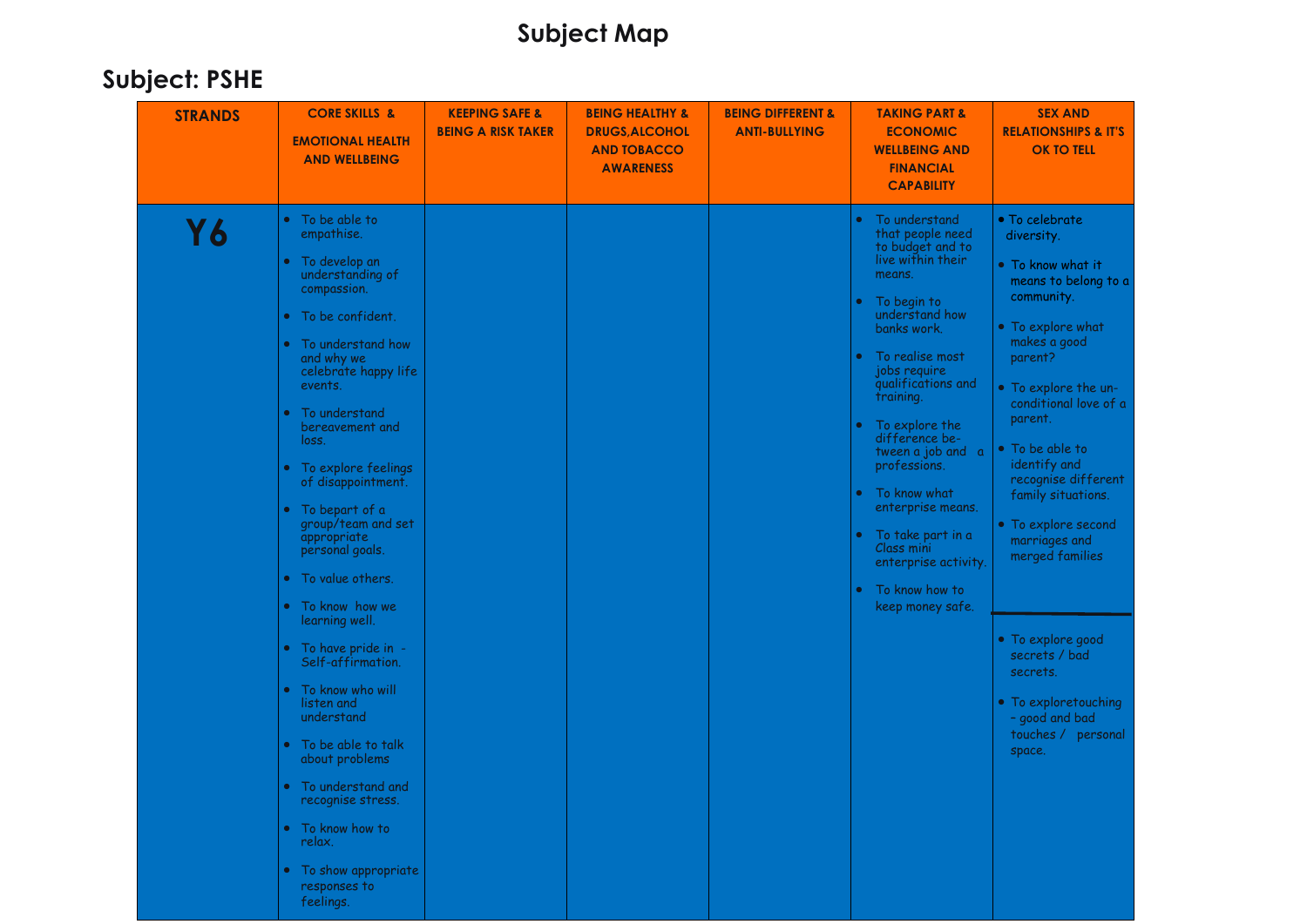# Subject Map

## Subject: PSHE

| STRANDS | CORE SKILLS & EMOTIONAL HEALTH AND WELLBEING | KEEPING SAFE & BEING A RISK TAKER | BEING HEALTHY & DRUGS,ALCOHOL AND TOBACCO AWARENESS | BEING DIFFERENT & ANTI-BULLYING | TAKING PART & ECONOMIC WELLBEING AND FINANCIAL CAPABILITY | SEX AND RELATIONSHIPS & IT'S OK TO TELL |
|---|---|---|---|---|---|---|
| **Y6** | • To be able to empathise.<br>• To develop an understanding of compassion.<br>• To be confident.<br>• To understand how and why we celebrate happy life events.<br>• To understand bereavement and loss.<br>• To explore feelings of disappointment.<br>• To bepart of a group/team and set appropriate personal goals.<br>• To value others.<br>• To know how we learning well.<br>• To have pride in - Self-affirmation.<br>• To know who will listen and understand<br>• To be able to talk about problems<br>• To understand and recognise stress.<br>• To know how to relax.<br>• To show appropriate responses to feelings. | | | | • To understand that people need to budget and to live within their means.<br>• To begin to understand how banks work.<br>• To realise most jobs require qualifications and training.<br>• To explore the difference be-tween a job and a professions.<br>• To know what enterprise means.<br>• To take part in a Class mini enterprise activity.<br>• To know how to keep money safe. | • To celebrate diversity.<br>• To know what it means to belong to a community.<br>• To explore what makes a good parent?<br>• To explore the un-conditional love of a parent.<br>• To be able to identify and recognise different family situations.<br>• To explore second marriages and merged families<br>---<br>• To explore good secrets / bad secrets.<br>• To exploretouching – good and bad touches / personal space. |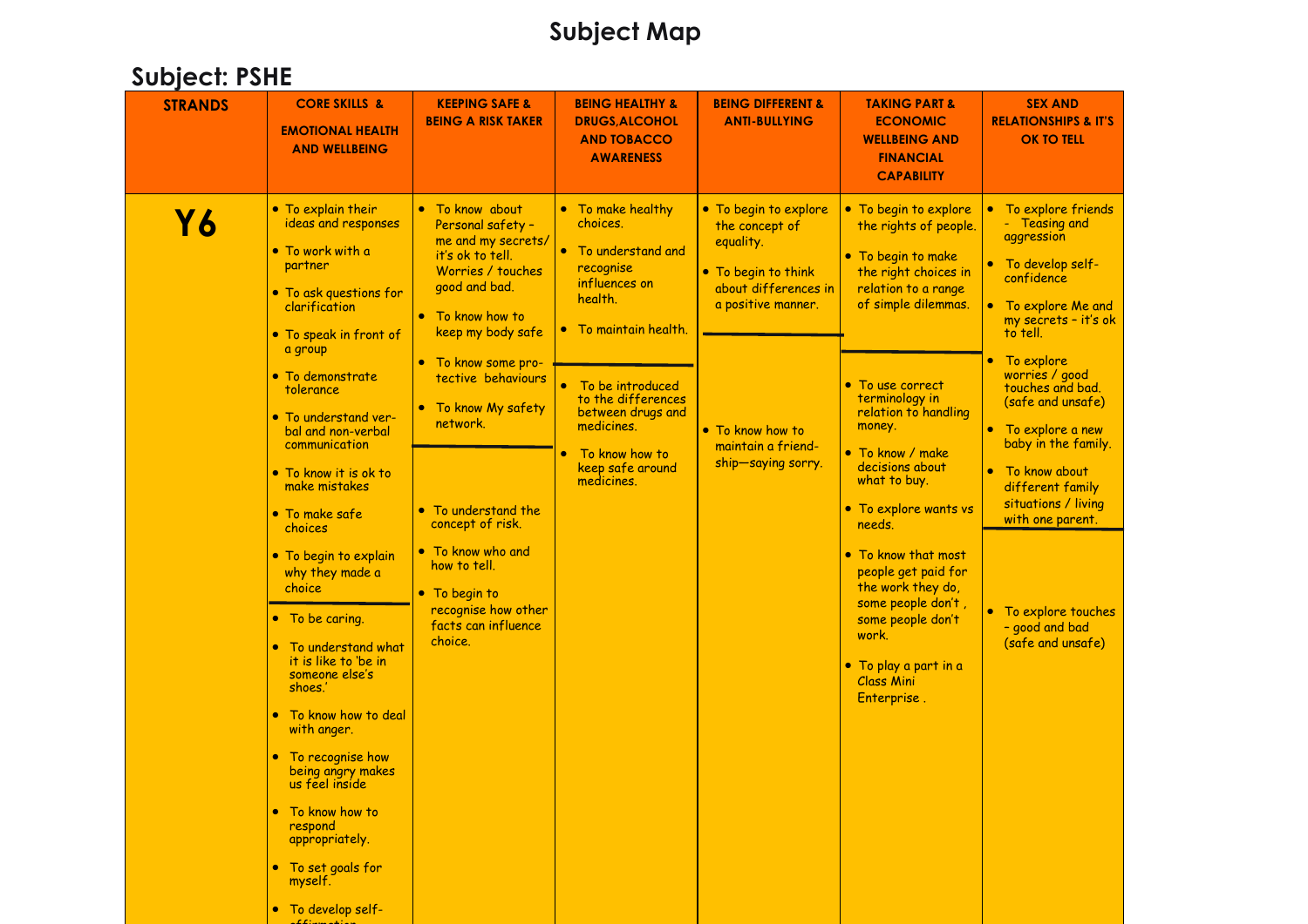# Subject Map

## Subject: PSHE

| STRANDS | CORE SKILLS & EMOTIONAL HEALTH AND WELLBEING | KEEPING SAFE & BEING A RISK TAKER | BEING HEALTHY & DRUGS,ALCOHOL AND TOBACCO AWARENESS | BEING DIFFERENT & ANTI-BULLYING | TAKING PART & ECONOMIC WELLBEING AND FINANCIAL CAPABILITY | SEX AND RELATIONSHIPS & IT'S OK TO TELL |
|---|---|---|---|---|---|---|
| **Y6** | • To explain their ideas and responses<br>• To work with a partner<br>• To ask questions for clarification<br>• To speak in front of a group<br>• To demonstrate tolerance<br>• To understand verbal and non-verbal communication<br>• To know it is ok to make mistakes<br>• To make safe choices<br>• To begin to explain why they made a choice | • To know about Personal safety – me and my secrets/ it's ok to tell. Worries / touches good and bad.<br>• To know how to keep my body safe<br>• To know some protective behaviours<br>• To know My safety network. | • To make healthy choices.<br>• To understand and recognise influences on health.<br>• To maintain health. | • To begin to explore the concept of equality.<br>• To begin to think about differences in a positive manner. | • To begin to explore the rights of people.<br>• To begin to make the right choices in relation to a range of simple dilemmas. | • To explore friends - Teasing and aggression<br>• To develop self-confidence<br>• To explore Me and my secrets – it's ok to tell.<br>• To explore worries / good touches and bad. (safe and unsafe)<br>• To explore a new baby in the family.<br>• To know about different family situations / living with one parent. |
| | • To be caring.<br>• To understand what it is like to 'be in someone else's shoes.'<br>• To know how to deal with anger.<br>• To recognise how being angry makes us feel inside<br>• To know how to respond appropriately.<br>• To set goals for myself.<br>• To develop self-affirmation | • To understand the concept of risk.<br>• To know who and how to tell.<br>• To begin to recognise how other facts can influence choice. | • To be introduced to the differences between drugs and medicines.<br>• To know how to keep safe around medicines. | • To know how to maintain a friendship—saying sorry. | • To use correct terminology in relation to handling money.<br>• To know / make decisions about what to buy.<br>• To explore wants vs needs.<br>• To know that most people get paid for the work they do, some people don't , some people don't work.<br>• To play a part in a Class Mini Enterprise . | • To explore touches – good and bad (safe and unsafe) |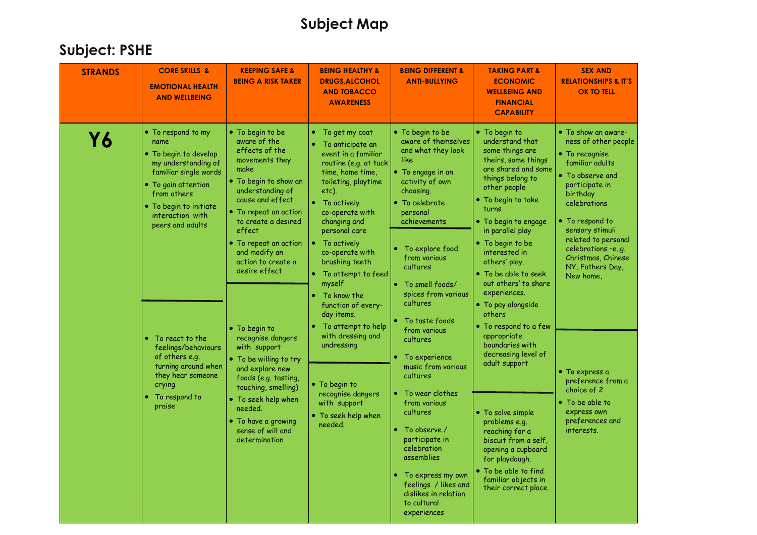# Subject Map

## Subject: PSHE

| STRANDS | CORE SKILLS & EMOTIONAL HEALTH AND WELLBEING | KEEPING SAFE & BEING A RISK TAKER | BEING HEALTHY & DRUGS,ALCOHOL AND TOBACCO AWARENESS | BEING DIFFERENT & ANTI-BULLYING | TAKING PART & ECONOMIC WELLBEING AND FINANCIAL CAPABILITY | SEX AND RELATIONSHIPS & IT'S OK TO TELL |
|---|---|---|---|---|---|---|
| **Y6** | • To respond to my name<br>• To begin to develop my understanding of familiar single words<br>• To gain attention from others<br>• To begin to initiate interaction with peers and adults | • To begin to be aware of the effects of the movements they make<br>• To begin to show an understanding of cause and effect<br>• To repeat an action to create a desired effect<br>• To repeat an action and modify an action to create a desire effect | • To get my coat<br>• To anticipate an event in a familiar routine (e.g. at tuck time, home time, toileting, playtime etc).<br>• To actively co-operate with changing and personal care<br>• To actively co-operate with brushing teeth<br>• To attempt to feed myself<br>• To know the function of every-day items.<br>• To attempt to help with dressing and undressing | • To begin to be aware of themselves and what they look like<br>• To engage in an activity of own choosing.<br>• To celebrate personal achievements | • To begin to understand that some things are theirs, some things are shared and some things belong to other people<br>• To begin to take turns<br>• To begin to engage in parallel play<br>• To begin to be interested in others' play.<br>• To be able to seek out others' to share experiences.<br>• To pay alongside others<br>• To respond to a few appropriate boundaries with decreasing level of adult support | • To show an aware-ness of other people<br>• To recognise familiar adults<br>• To observe and participate in birthday celebrations<br>• To respond to sensory stimuli related to personal celebrations –e..g. Christmas, Chinese NY, Fathers Day, New home, |
| | • To react to the feelings/behaviours of others e.g. turning around when they hear someone crying<br>• To respond to praise | • To begin to recognise dangers with support<br>• To be willing to try and explore new foods (e.g. tasting, touching, smelling)<br>• To seek help when needed.<br>• To have a growing sense of will and determination | • To begin to recognise dangers with support<br>• To seek help when needed. | • To explore food from various cultures<br>• To smell foods/ spices from various cultures<br>• To taste foods from various cultures<br>• To experience music from various cultures<br>• To wear clothes from various cultures<br>• To observe / participate in celebration assemblies<br>• To express my own feelings / likes and dislikes in relation to cultural experiences | • To solve simple problems e.g. reaching for a biscuit from a self, opening a cupboard for playdough.<br>• To be able to find familiar objects in their correct place. | • To express a preference from a choice of 2<br>• To be able to express own preferences and interests. |